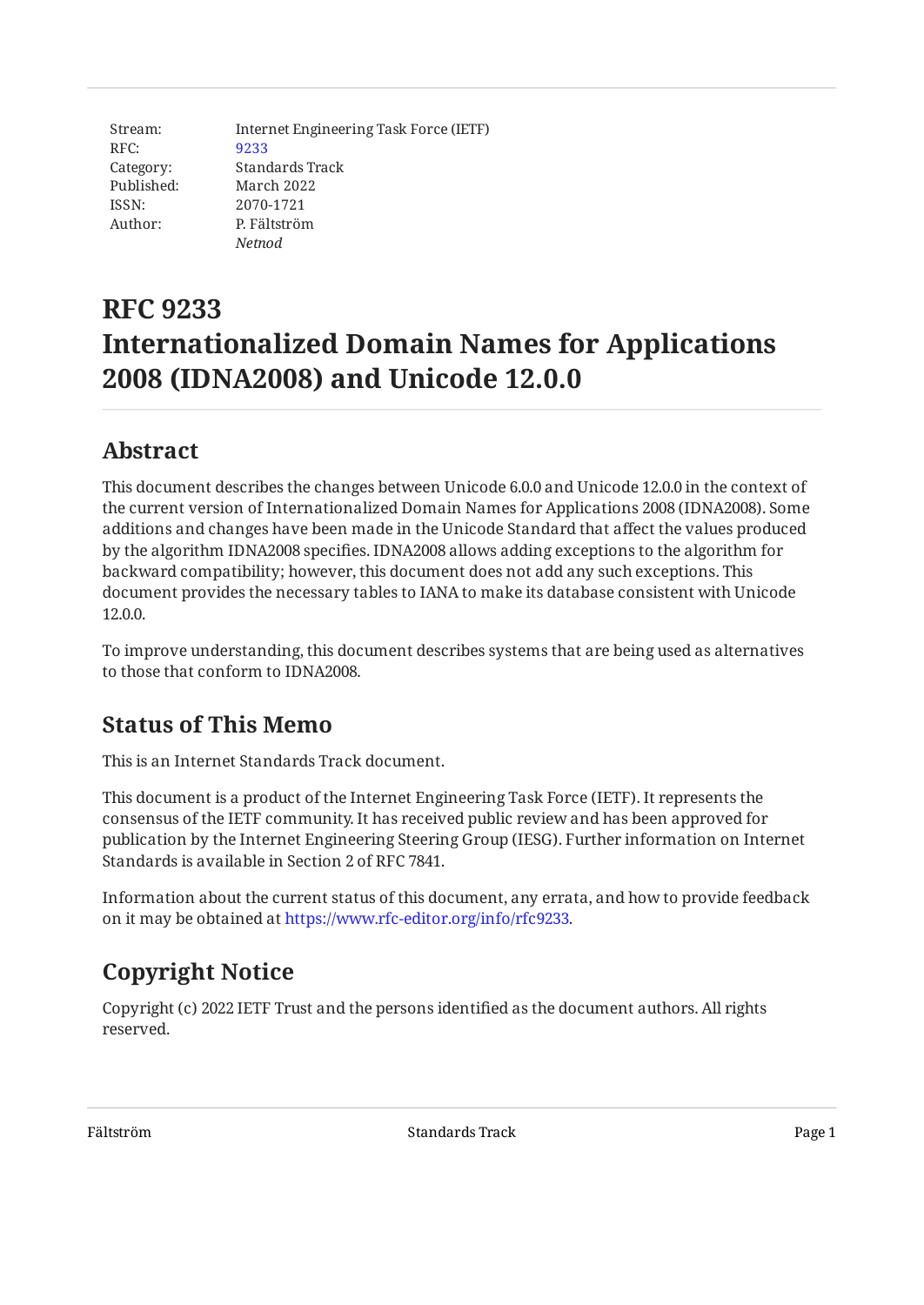| | |
|---|---|
| Stream: | Internet Engineering Task Force (IETF) |
| RFC: | 9233 |
| Category: | Standards Track |
| Published: | March 2022 |
| ISSN: | 2070-1721 |
| Author: | P. Fältström |
| | *Netnod* |

# RFC 9233 Internationalized Domain Names for Applications 2008 (IDNA2008) and Unicode 12.0.0

## Abstract

This document describes the changes between Unicode 6.0.0 and Unicode 12.0.0 in the context of the current version of Internationalized Domain Names for Applications 2008 (IDNA2008). Some additions and changes have been made in the Unicode Standard that affect the values produced by the algorithm IDNA2008 specifies. IDNA2008 allows adding exceptions to the algorithm for backward compatibility; however, this document does not add any such exceptions. This document provides the necessary tables to IANA to make its database consistent with Unicode 12.0.0.

To improve understanding, this document describes systems that are being used as alternatives to those that conform to IDNA2008.

## Status of This Memo

This is an Internet Standards Track document.

This document is a product of the Internet Engineering Task Force (IETF). It represents the consensus of the IETF community. It has received public review and has been approved for publication by the Internet Engineering Steering Group (IESG). Further information on Internet Standards is available in Section 2 of RFC 7841.

Information about the current status of this document, any errata, and how to provide feedback on it may be obtained at https://www.rfc-editor.org/info/rfc9233.

## Copyright Notice

Copyright (c) 2022 IETF Trust and the persons identified as the document authors. All rights reserved.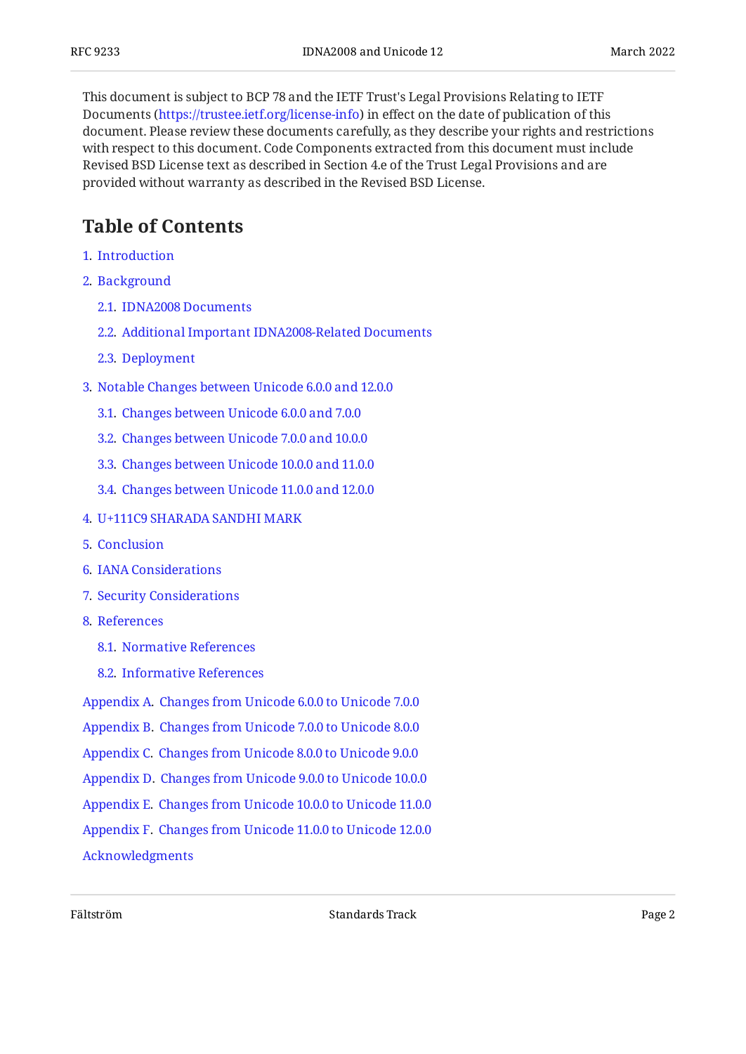This document is subject to BCP 78 and the IETF Trust's Legal Provisions Relating to IETF Documents (https://trustee.ietf.org/license-info) in effect on the date of publication of this document. Please review these documents carefully, as they describe your rights and restrictions with respect to this document. Code Components extracted from this document must include Revised BSD License text as described in Section 4.e of the Trust Legal Provisions and are provided without warranty as described in the Revised BSD License.

## Table of Contents

1. Introduction
2. Background
   - 2.1. IDNA2008 Documents
   - 2.2. Additional Important IDNA2008-Related Documents
   - 2.3. Deployment
3. Notable Changes between Unicode 6.0.0 and 12.0.0
   - 3.1. Changes between Unicode 6.0.0 and 7.0.0
   - 3.2. Changes between Unicode 7.0.0 and 10.0.0
   - 3.3. Changes between Unicode 10.0.0 and 11.0.0
   - 3.4. Changes between Unicode 11.0.0 and 12.0.0
4. U+111C9 SHARADA SANDHI MARK
5. Conclusion
6. IANA Considerations
7. Security Considerations
8. References
   - 8.1. Normative References
   - 8.2. Informative References

Appendix A. Changes from Unicode 6.0.0 to Unicode 7.0.0

Appendix B. Changes from Unicode 7.0.0 to Unicode 8.0.0

Appendix C. Changes from Unicode 8.0.0 to Unicode 9.0.0

Appendix D. Changes from Unicode 9.0.0 to Unicode 10.0.0

Appendix E. Changes from Unicode 10.0.0 to Unicode 11.0.0

Appendix F. Changes from Unicode 11.0.0 to Unicode 12.0.0

Acknowledgments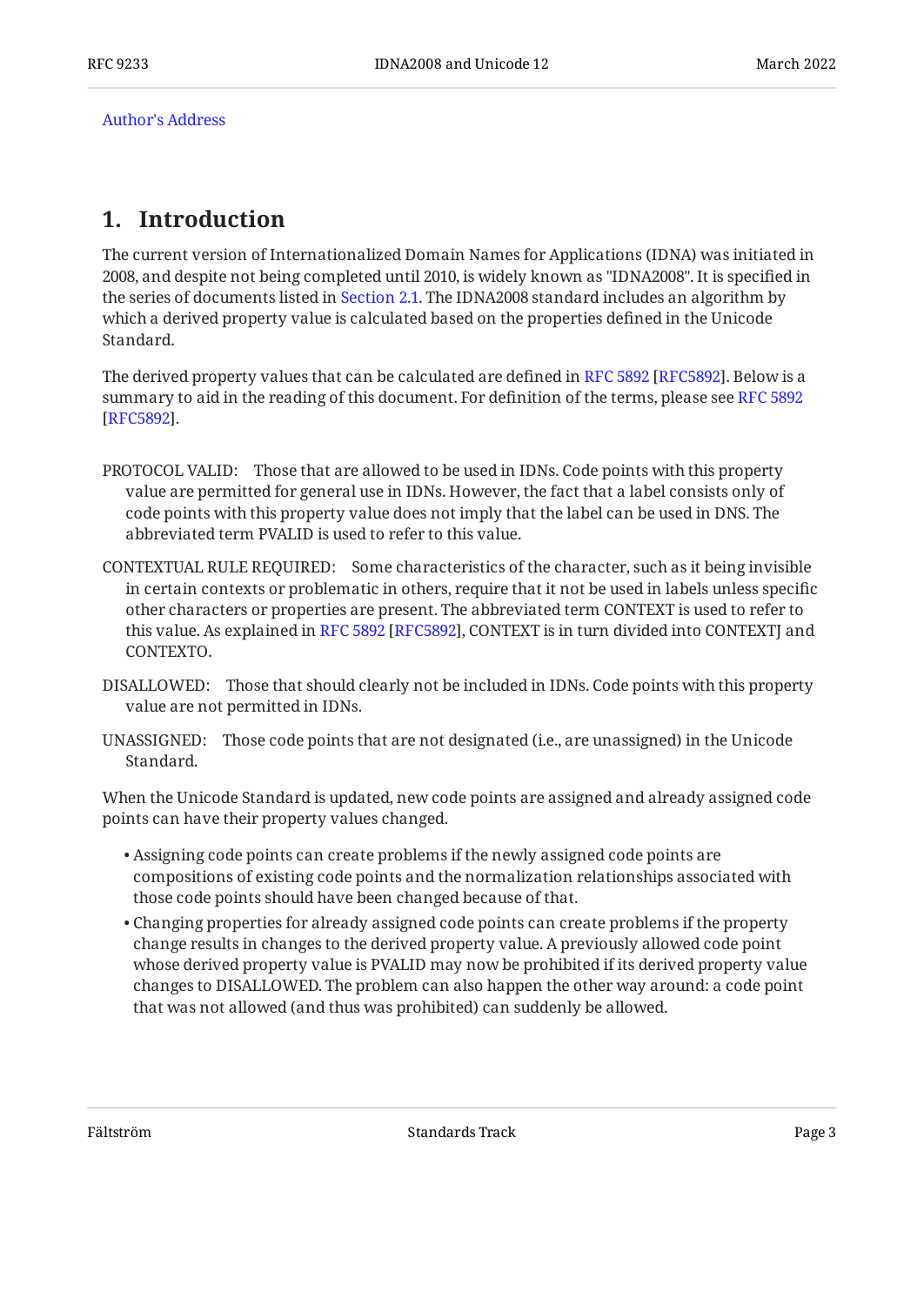Author's Address

# 1. Introduction

The current version of Internationalized Domain Names for Applications (IDNA) was initiated in 2008, and despite not being completed until 2010, is widely known as "IDNA2008". It is specified in the series of documents listed in Section 2.1. The IDNA2008 standard includes an algorithm by which a derived property value is calculated based on the properties defined in the Unicode Standard.

The derived property values that can be calculated are defined in RFC 5892 [RFC5892]. Below is a summary to aid in the reading of this document. For definition of the terms, please see RFC 5892 [RFC5892].

PROTOCOL VALID: Those that are allowed to be used in IDNs. Code points with this property value are permitted for general use in IDNs. However, the fact that a label consists only of code points with this property value does not imply that the label can be used in DNS. The abbreviated term PVALID is used to refer to this value.

CONTEXTUAL RULE REQUIRED: Some characteristics of the character, such as it being invisible in certain contexts or problematic in others, require that it not be used in labels unless specific other characters or properties are present. The abbreviated term CONTEXT is used to refer to this value. As explained in RFC 5892 [RFC5892], CONTEXT is in turn divided into CONTEXTJ and CONTEXTO.

DISALLOWED: Those that should clearly not be included in IDNs. Code points with this property value are not permitted in IDNs.

UNASSIGNED: Those code points that are not designated (i.e., are unassigned) in the Unicode Standard.

When the Unicode Standard is updated, new code points are assigned and already assigned code points can have their property values changed.

- Assigning code points can create problems if the newly assigned code points are compositions of existing code points and the normalization relationships associated with those code points should have been changed because of that.
- Changing properties for already assigned code points can create problems if the property change results in changes to the derived property value. A previously allowed code point whose derived property value is PVALID may now be prohibited if its derived property value changes to DISALLOWED. The problem can also happen the other way around: a code point that was not allowed (and thus was prohibited) can suddenly be allowed.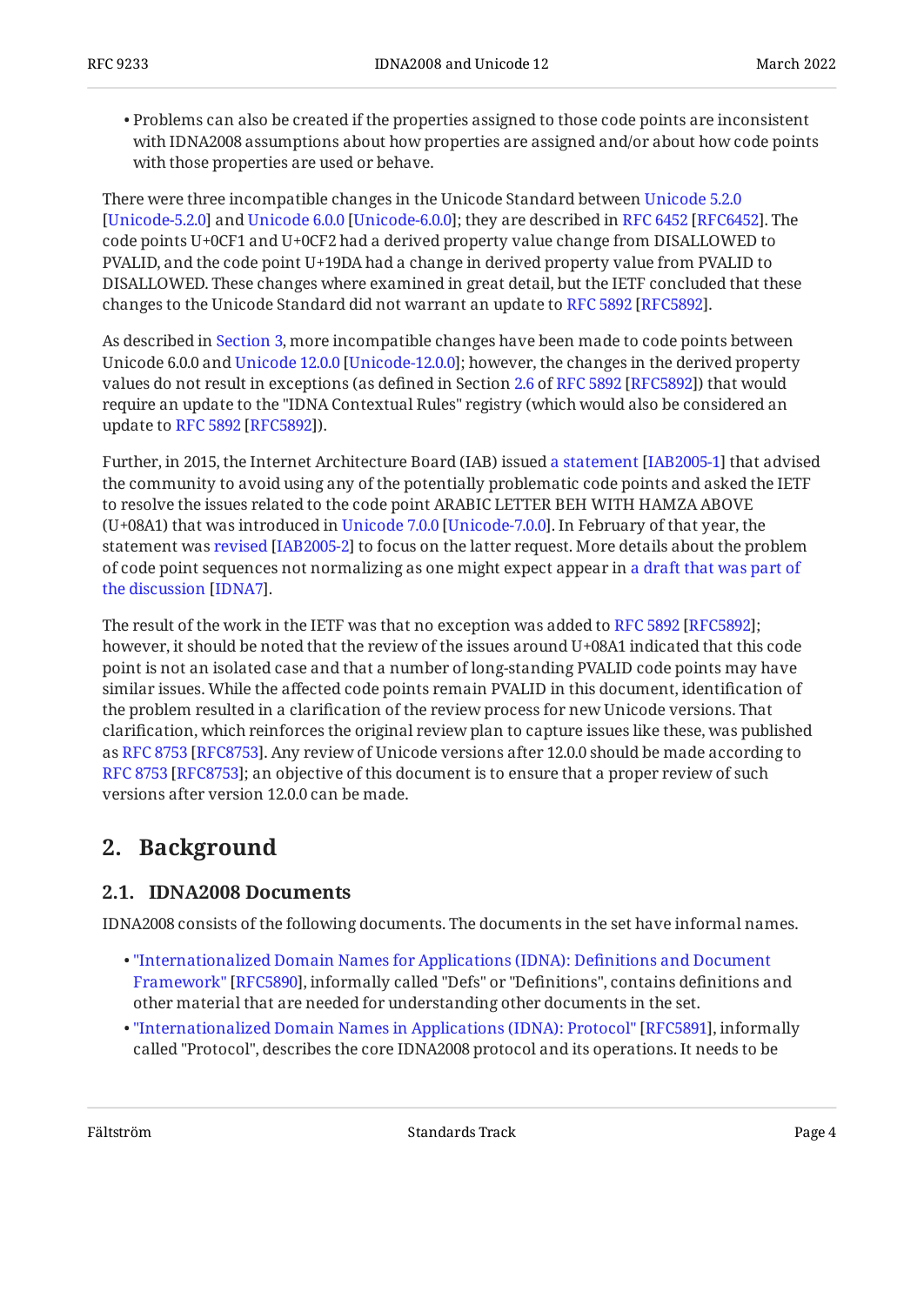- Problems can also be created if the properties assigned to those code points are inconsistent with IDNA2008 assumptions about how properties are assigned and/or about how code points with those properties are used or behave.

There were three incompatible changes in the Unicode Standard between Unicode 5.2.0 [Unicode-5.2.0] and Unicode 6.0.0 [Unicode-6.0.0]; they are described in RFC 6452 [RFC6452]. The code points U+0CF1 and U+0CF2 had a derived property value change from DISALLOWED to PVALID, and the code point U+19DA had a change in derived property value from PVALID to DISALLOWED. These changes where examined in great detail, but the IETF concluded that these changes to the Unicode Standard did not warrant an update to RFC 5892 [RFC5892].

As described in Section 3, more incompatible changes have been made to code points between Unicode 6.0.0 and Unicode 12.0.0 [Unicode-12.0.0]; however, the changes in the derived property values do not result in exceptions (as defined in Section 2.6 of RFC 5892 [RFC5892]) that would require an update to the "IDNA Contextual Rules" registry (which would also be considered an update to RFC 5892 [RFC5892]).

Further, in 2015, the Internet Architecture Board (IAB) issued a statement [IAB2005-1] that advised the community to avoid using any of the potentially problematic code points and asked the IETF to resolve the issues related to the code point ARABIC LETTER BEH WITH HAMZA ABOVE (U+08A1) that was introduced in Unicode 7.0.0 [Unicode-7.0.0]. In February of that year, the statement was revised [IAB2005-2] to focus on the latter request. More details about the problem of code point sequences not normalizing as one might expect appear in a draft that was part of the discussion [IDNA7].

The result of the work in the IETF was that no exception was added to RFC 5892 [RFC5892]; however, it should be noted that the review of the issues around U+08A1 indicated that this code point is not an isolated case and that a number of long-standing PVALID code points may have similar issues. While the affected code points remain PVALID in this document, identification of the problem resulted in a clarification of the review process for new Unicode versions. That clarification, which reinforces the original review plan to capture issues like these, was published as RFC 8753 [RFC8753]. Any review of Unicode versions after 12.0.0 should be made according to RFC 8753 [RFC8753]; an objective of this document is to ensure that a proper review of such versions after version 12.0.0 can be made.

## 2. Background

### 2.1. IDNA2008 Documents

IDNA2008 consists of the following documents. The documents in the set have informal names.

- "Internationalized Domain Names for Applications (IDNA): Definitions and Document Framework" [RFC5890], informally called "Defs" or "Definitions", contains definitions and other material that are needed for understanding other documents in the set.
- "Internationalized Domain Names in Applications (IDNA): Protocol" [RFC5891], informally called "Protocol", describes the core IDNA2008 protocol and its operations. It needs to be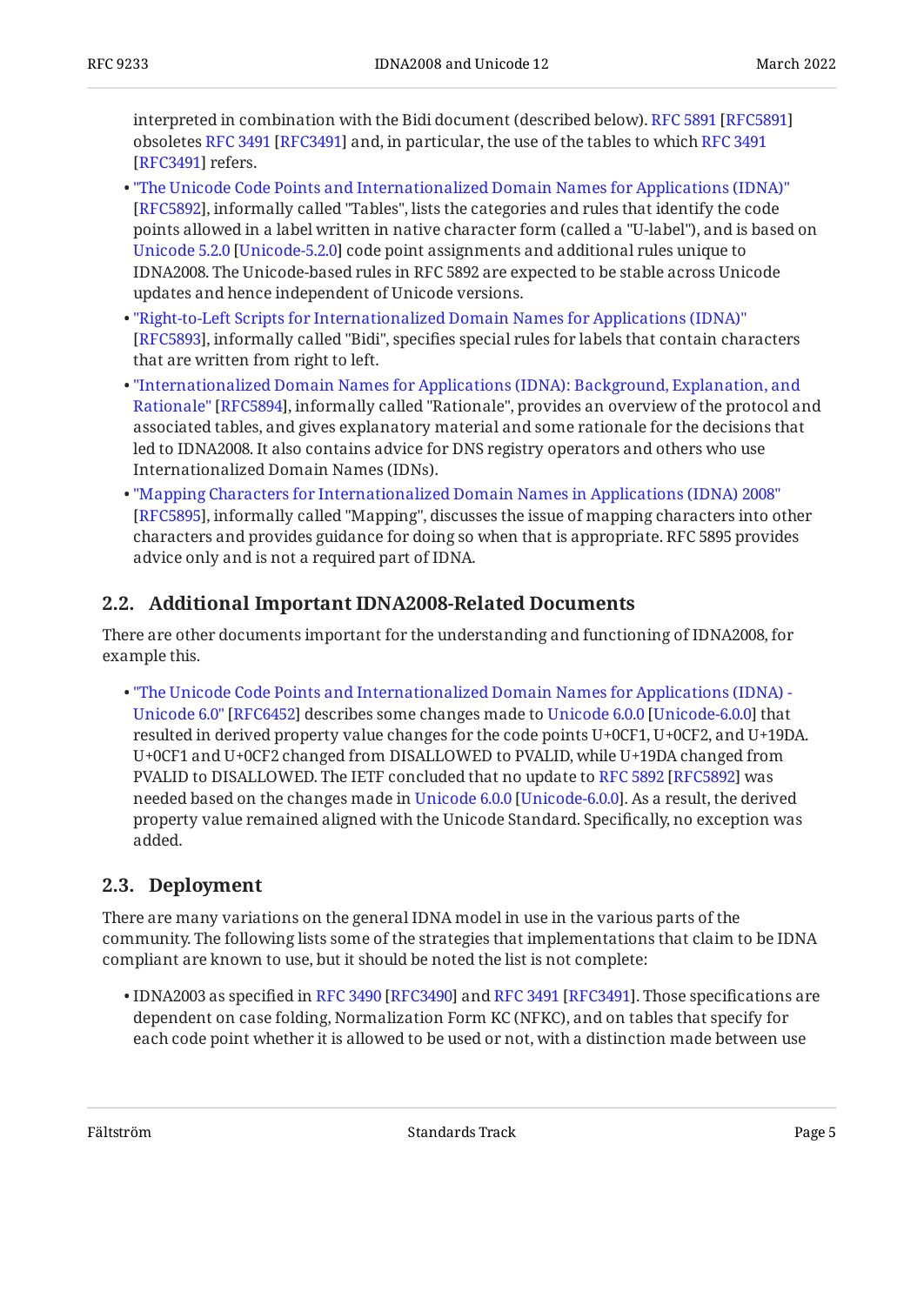interpreted in combination with the Bidi document (described below). RFC 5891 [RFC5891] obsoletes RFC 3491 [RFC3491] and, in particular, the use of the tables to which RFC 3491 [RFC3491] refers.

- "The Unicode Code Points and Internationalized Domain Names for Applications (IDNA)" [RFC5892], informally called "Tables", lists the categories and rules that identify the code points allowed in a label written in native character form (called a "U-label"), and is based on Unicode 5.2.0 [Unicode-5.2.0] code point assignments and additional rules unique to IDNA2008. The Unicode-based rules in RFC 5892 are expected to be stable across Unicode updates and hence independent of Unicode versions.
- "Right-to-Left Scripts for Internationalized Domain Names for Applications (IDNA)" [RFC5893], informally called "Bidi", specifies special rules for labels that contain characters that are written from right to left.
- "Internationalized Domain Names for Applications (IDNA): Background, Explanation, and Rationale" [RFC5894], informally called "Rationale", provides an overview of the protocol and associated tables, and gives explanatory material and some rationale for the decisions that led to IDNA2008. It also contains advice for DNS registry operators and others who use Internationalized Domain Names (IDNs).
- "Mapping Characters for Internationalized Domain Names in Applications (IDNA) 2008" [RFC5895], informally called "Mapping", discusses the issue of mapping characters into other characters and provides guidance for doing so when that is appropriate. RFC 5895 provides advice only and is not a required part of IDNA.

## 2.2. Additional Important IDNA2008-Related Documents

There are other documents important for the understanding and functioning of IDNA2008, for example this.

- "The Unicode Code Points and Internationalized Domain Names for Applications (IDNA) - Unicode 6.0" [RFC6452] describes some changes made to Unicode 6.0.0 [Unicode-6.0.0] that resulted in derived property value changes for the code points U+0CF1, U+0CF2, and U+19DA. U+0CF1 and U+0CF2 changed from DISALLOWED to PVALID, while U+19DA changed from PVALID to DISALLOWED. The IETF concluded that no update to RFC 5892 [RFC5892] was needed based on the changes made in Unicode 6.0.0 [Unicode-6.0.0]. As a result, the derived property value remained aligned with the Unicode Standard. Specifically, no exception was added.

## 2.3. Deployment

There are many variations on the general IDNA model in use in the various parts of the community. The following lists some of the strategies that implementations that claim to be IDNA compliant are known to use, but it should be noted the list is not complete:

- IDNA2003 as specified in RFC 3490 [RFC3490] and RFC 3491 [RFC3491]. Those specifications are dependent on case folding, Normalization Form KC (NFKC), and on tables that specify for each code point whether it is allowed to be used or not, with a distinction made between use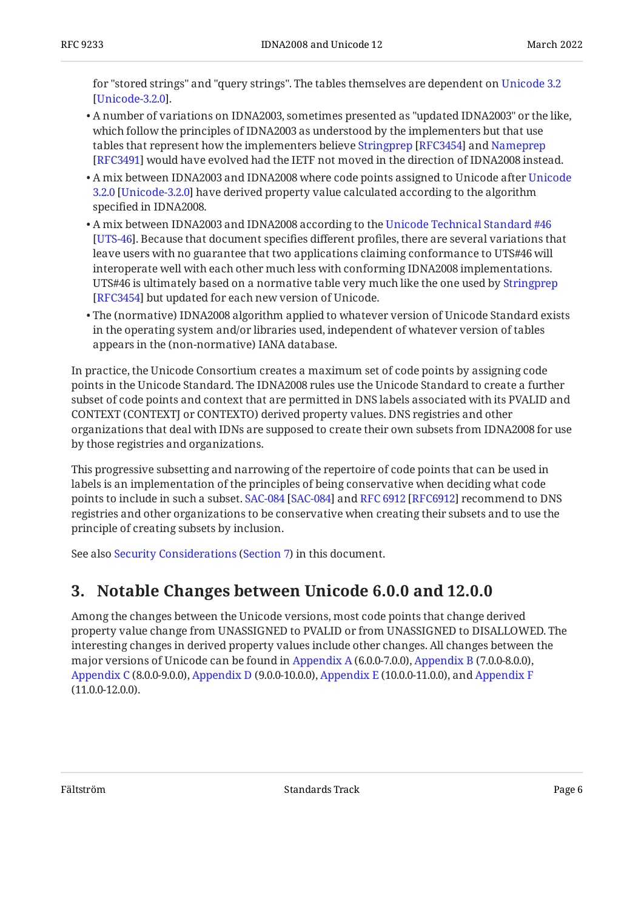for "stored strings" and "query strings". The tables themselves are dependent on Unicode 3.2 [Unicode-3.2.0].

- A number of variations on IDNA2003, sometimes presented as "updated IDNA2003" or the like, which follow the principles of IDNA2003 as understood by the implementers but that use tables that represent how the implementers believe Stringprep [RFC3454] and Nameprep [RFC3491] would have evolved had the IETF not moved in the direction of IDNA2008 instead.
- A mix between IDNA2003 and IDNA2008 where code points assigned to Unicode after Unicode 3.2.0 [Unicode-3.2.0] have derived property value calculated according to the algorithm specified in IDNA2008.
- A mix between IDNA2003 and IDNA2008 according to the Unicode Technical Standard #46 [UTS-46]. Because that document specifies different profiles, there are several variations that leave users with no guarantee that two applications claiming conformance to UTS#46 will interoperate well with each other much less with conforming IDNA2008 implementations. UTS#46 is ultimately based on a normative table very much like the one used by Stringprep [RFC3454] but updated for each new version of Unicode.
- The (normative) IDNA2008 algorithm applied to whatever version of Unicode Standard exists in the operating system and/or libraries used, independent of whatever version of tables appears in the (non-normative) IANA database.

In practice, the Unicode Consortium creates a maximum set of code points by assigning code points in the Unicode Standard. The IDNA2008 rules use the Unicode Standard to create a further subset of code points and context that are permitted in DNS labels associated with its PVALID and CONTEXT (CONTEXTJ or CONTEXTO) derived property values. DNS registries and other organizations that deal with IDNs are supposed to create their own subsets from IDNA2008 for use by those registries and organizations.

This progressive subsetting and narrowing of the repertoire of code points that can be used in labels is an implementation of the principles of being conservative when deciding what code points to include in such a subset. SAC-084 [SAC-084] and RFC 6912 [RFC6912] recommend to DNS registries and other organizations to be conservative when creating their subsets and to use the principle of creating subsets by inclusion.

See also Security Considerations (Section 7) in this document.

## 3. Notable Changes between Unicode 6.0.0 and 12.0.0

Among the changes between the Unicode versions, most code points that change derived property value change from UNASSIGNED to PVALID or from UNASSIGNED to DISALLOWED. The interesting changes in derived property values include other changes. All changes between the major versions of Unicode can be found in Appendix A (6.0.0-7.0.0), Appendix B (7.0.0-8.0.0), Appendix C (8.0.0-9.0.0), Appendix D (9.0.0-10.0.0), Appendix E (10.0.0-11.0.0), and Appendix F (11.0.0-12.0.0).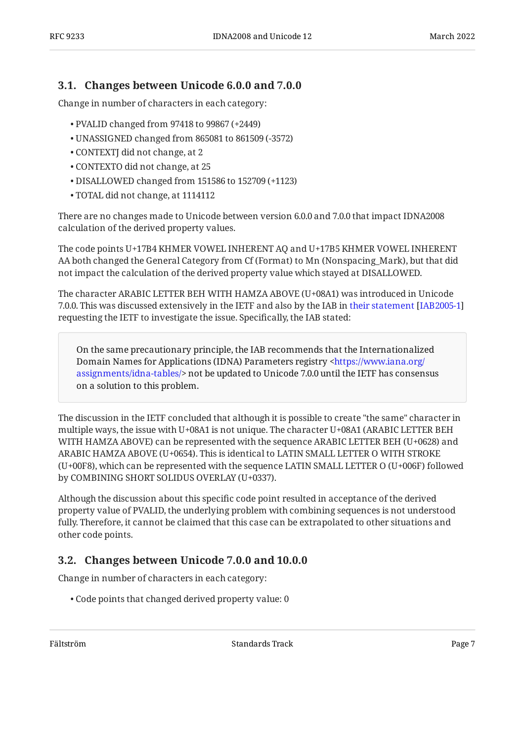### 3.1. Changes between Unicode 6.0.0 and 7.0.0

Change in number of characters in each category:

- PVALID changed from 97418 to 99867 (+2449)
- UNASSIGNED changed from 865081 to 861509 (-3572)
- CONTEXTJ did not change, at 2
- CONTEXTO did not change, at 25
- DISALLOWED changed from 151586 to 152709 (+1123)
- TOTAL did not change, at 1114112

There are no changes made to Unicode between version 6.0.0 and 7.0.0 that impact IDNA2008 calculation of the derived property values.

The code points U+17B4 KHMER VOWEL INHERENT AQ and U+17B5 KHMER VOWEL INHERENT AA both changed the General Category from Cf (Format) to Mn (Nonspacing_Mark), but that did not impact the calculation of the derived property value which stayed at DISALLOWED.

The character ARABIC LETTER BEH WITH HAMZA ABOVE (U+08A1) was introduced in Unicode 7.0.0. This was discussed extensively in the IETF and also by the IAB in their statement [IAB2005-1] requesting the IETF to investigate the issue. Specifically, the IAB stated:

> On the same precautionary principle, the IAB recommends that the Internationalized Domain Names for Applications (IDNA) Parameters registry <https://www.iana.org/assignments/idna-tables/> not be updated to Unicode 7.0.0 until the IETF has consensus on a solution to this problem.

The discussion in the IETF concluded that although it is possible to create "the same" character in multiple ways, the issue with U+08A1 is not unique. The character U+08A1 (ARABIC LETTER BEH WITH HAMZA ABOVE) can be represented with the sequence ARABIC LETTER BEH (U+0628) and ARABIC HAMZA ABOVE (U+0654). This is identical to LATIN SMALL LETTER O WITH STROKE (U+00F8), which can be represented with the sequence LATIN SMALL LETTER O (U+006F) followed by COMBINING SHORT SOLIDUS OVERLAY (U+0337).

Although the discussion about this specific code point resulted in acceptance of the derived property value of PVALID, the underlying problem with combining sequences is not understood fully. Therefore, it cannot be claimed that this case can be extrapolated to other situations and other code points.

### 3.2. Changes between Unicode 7.0.0 and 10.0.0

Change in number of characters in each category:

- Code points that changed derived property value: 0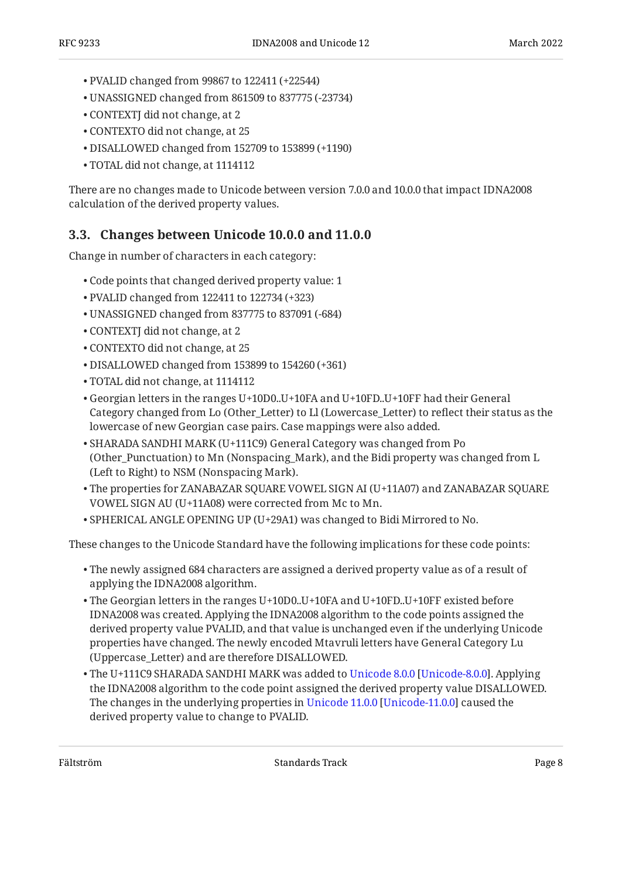- PVALID changed from 99867 to 122411 (+22544)
- UNASSIGNED changed from 861509 to 837775 (-23734)
- CONTEXTJ did not change, at 2
- CONTEXTO did not change, at 25
- DISALLOWED changed from 152709 to 153899 (+1190)
- TOTAL did not change, at 1114112

There are no changes made to Unicode between version 7.0.0 and 10.0.0 that impact IDNA2008 calculation of the derived property values.

### 3.3. Changes between Unicode 10.0.0 and 11.0.0

Change in number of characters in each category:

- Code points that changed derived property value: 1
- PVALID changed from 122411 to 122734 (+323)
- UNASSIGNED changed from 837775 to 837091 (-684)
- CONTEXTJ did not change, at 2
- CONTEXTO did not change, at 25
- DISALLOWED changed from 153899 to 154260 (+361)
- TOTAL did not change, at 1114112
- Georgian letters in the ranges U+10D0..U+10FA and U+10FD..U+10FF had their General Category changed from Lo (Other_Letter) to Ll (Lowercase_Letter) to reflect their status as the lowercase of new Georgian case pairs. Case mappings were also added.
- SHARADA SANDHI MARK (U+111C9) General Category was changed from Po (Other_Punctuation) to Mn (Nonspacing_Mark), and the Bidi property was changed from L (Left to Right) to NSM (Nonspacing Mark).
- The properties for ZANABAZAR SQUARE VOWEL SIGN AI (U+11A07) and ZANABAZAR SQUARE VOWEL SIGN AU (U+11A08) were corrected from Mc to Mn.
- SPHERICAL ANGLE OPENING UP (U+29A1) was changed to Bidi Mirrored to No.

These changes to the Unicode Standard have the following implications for these code points:

- The newly assigned 684 characters are assigned a derived property value as of a result of applying the IDNA2008 algorithm.
- The Georgian letters in the ranges U+10D0..U+10FA and U+10FD..U+10FF existed before IDNA2008 was created. Applying the IDNA2008 algorithm to the code points assigned the derived property value PVALID, and that value is unchanged even if the underlying Unicode properties have changed. The newly encoded Mtavruli letters have General Category Lu (Uppercase_Letter) and are therefore DISALLOWED.
- The U+111C9 SHARADA SANDHI MARK was added to Unicode 8.0.0 [Unicode-8.0.0]. Applying the IDNA2008 algorithm to the code point assigned the derived property value DISALLOWED. The changes in the underlying properties in Unicode 11.0.0 [Unicode-11.0.0] caused the derived property value to change to PVALID.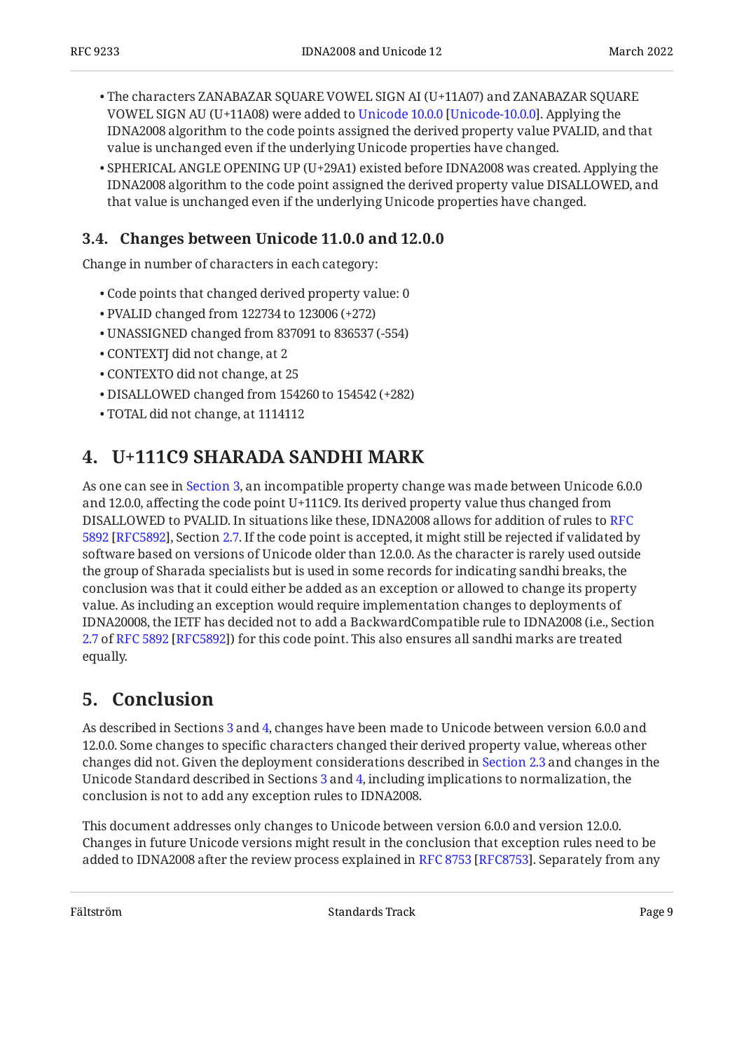- The characters ZANABAZAR SQUARE VOWEL SIGN AI (U+11A07) and ZANABAZAR SQUARE VOWEL SIGN AU (U+11A08) were added to Unicode 10.0.0 [Unicode-10.0.0]. Applying the IDNA2008 algorithm to the code points assigned the derived property value PVALID, and that value is unchanged even if the underlying Unicode properties have changed.
- SPHERICAL ANGLE OPENING UP (U+29A1) existed before IDNA2008 was created. Applying the IDNA2008 algorithm to the code point assigned the derived property value DISALLOWED, and that value is unchanged even if the underlying Unicode properties have changed.

### 3.4. Changes between Unicode 11.0.0 and 12.0.0

Change in number of characters in each category:

- Code points that changed derived property value: 0
- PVALID changed from 122734 to 123006 (+272)
- UNASSIGNED changed from 837091 to 836537 (-554)
- CONTEXTJ did not change, at 2
- CONTEXTO did not change, at 25
- DISALLOWED changed from 154260 to 154542 (+282)
- TOTAL did not change, at 1114112

## 4. U+111C9 SHARADA SANDHI MARK

As one can see in Section 3, an incompatible property change was made between Unicode 6.0.0 and 12.0.0, affecting the code point U+111C9. Its derived property value thus changed from DISALLOWED to PVALID. In situations like these, IDNA2008 allows for addition of rules to RFC 5892 [RFC5892], Section 2.7. If the code point is accepted, it might still be rejected if validated by software based on versions of Unicode older than 12.0.0. As the character is rarely used outside the group of Sharada specialists but is used in some records for indicating sandhi breaks, the conclusion was that it could either be added as an exception or allowed to change its property value. As including an exception would require implementation changes to deployments of IDNA20008, the IETF has decided not to add a BackwardCompatible rule to IDNA2008 (i.e., Section 2.7 of RFC 5892 [RFC5892]) for this code point. This also ensures all sandhi marks are treated equally.

## 5. Conclusion

As described in Sections 3 and 4, changes have been made to Unicode between version 6.0.0 and 12.0.0. Some changes to specific characters changed their derived property value, whereas other changes did not. Given the deployment considerations described in Section 2.3 and changes in the Unicode Standard described in Sections 3 and 4, including implications to normalization, the conclusion is not to add any exception rules to IDNA2008.

This document addresses only changes to Unicode between version 6.0.0 and version 12.0.0. Changes in future Unicode versions might result in the conclusion that exception rules need to be added to IDNA2008 after the review process explained in RFC 8753 [RFC8753]. Separately from any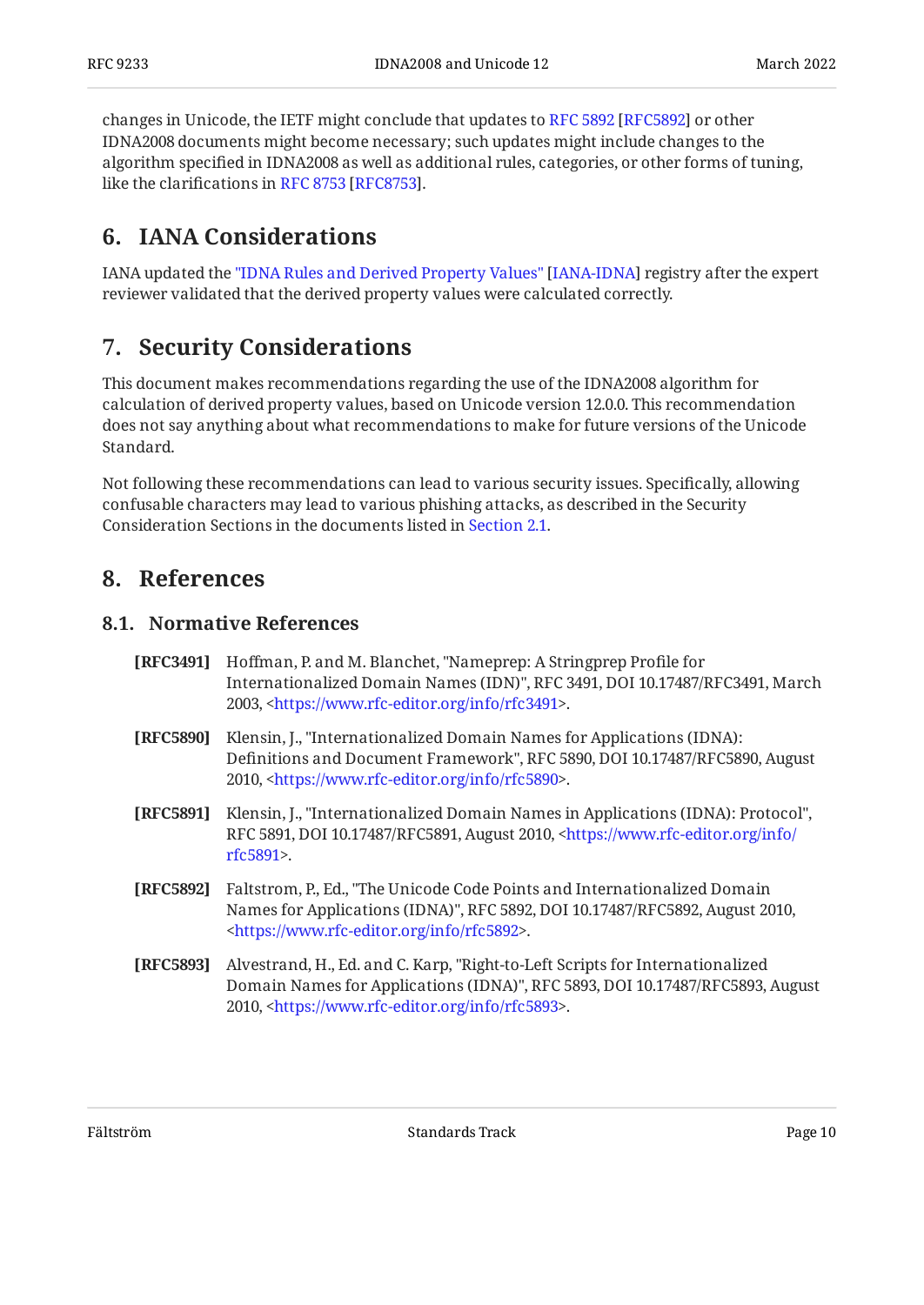changes in Unicode, the IETF might conclude that updates to RFC 5892 [RFC5892] or other IDNA2008 documents might become necessary; such updates might include changes to the algorithm specified in IDNA2008 as well as additional rules, categories, or other forms of tuning, like the clarifications in RFC 8753 [RFC8753].

## 6. IANA Considerations

IANA updated the "IDNA Rules and Derived Property Values" [IANA-IDNA] registry after the expert reviewer validated that the derived property values were calculated correctly.

## 7. Security Considerations

This document makes recommendations regarding the use of the IDNA2008 algorithm for calculation of derived property values, based on Unicode version 12.0.0. This recommendation does not say anything about what recommendations to make for future versions of the Unicode Standard.

Not following these recommendations can lead to various security issues. Specifically, allowing confusable characters may lead to various phishing attacks, as described in the Security Consideration Sections in the documents listed in Section 2.1.

## 8. References

### 8.1. Normative References

**[RFC3491]** Hoffman, P. and M. Blanchet, "Nameprep: A Stringprep Profile for Internationalized Domain Names (IDN)", RFC 3491, DOI 10.17487/RFC3491, March 2003, <https://www.rfc-editor.org/info/rfc3491>.

**[RFC5890]** Klensin, J., "Internationalized Domain Names for Applications (IDNA): Definitions and Document Framework", RFC 5890, DOI 10.17487/RFC5890, August 2010, <https://www.rfc-editor.org/info/rfc5890>.

**[RFC5891]** Klensin, J., "Internationalized Domain Names in Applications (IDNA): Protocol", RFC 5891, DOI 10.17487/RFC5891, August 2010, <https://www.rfc-editor.org/info/rfc5891>.

**[RFC5892]** Faltstrom, P., Ed., "The Unicode Code Points and Internationalized Domain Names for Applications (IDNA)", RFC 5892, DOI 10.17487/RFC5892, August 2010, <https://www.rfc-editor.org/info/rfc5892>.

**[RFC5893]** Alvestrand, H., Ed. and C. Karp, "Right-to-Left Scripts for Internationalized Domain Names for Applications (IDNA)", RFC 5893, DOI 10.17487/RFC5893, August 2010, <https://www.rfc-editor.org/info/rfc5893>.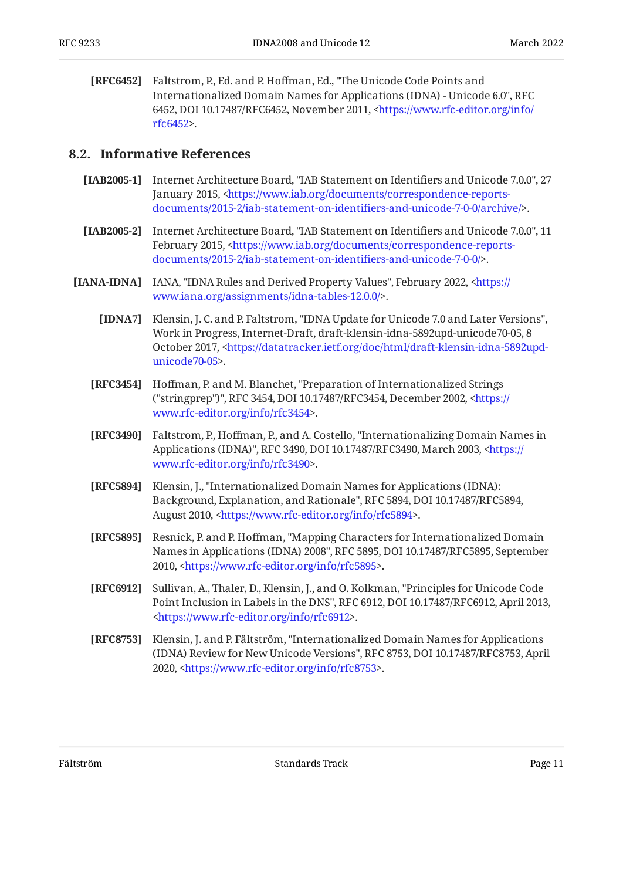**[RFC6452]** Faltstrom, P., Ed. and P. Hoffman, Ed., "The Unicode Code Points and Internationalized Domain Names for Applications (IDNA) - Unicode 6.0", RFC 6452, DOI 10.17487/RFC6452, November 2011, <https://www.rfc-editor.org/info/rfc6452>.

## 8.2. Informative References

**[IAB2005-1]** Internet Architecture Board, "IAB Statement on Identifiers and Unicode 7.0.0", 27 January 2015, <https://www.iab.org/documents/correspondence-reports-documents/2015-2/iab-statement-on-identifiers-and-unicode-7-0-0/archive/>.

**[IAB2005-2]** Internet Architecture Board, "IAB Statement on Identifiers and Unicode 7.0.0", 11 February 2015, <https://www.iab.org/documents/correspondence-reports-documents/2015-2/iab-statement-on-identifiers-and-unicode-7-0-0/>.

**[IANA-IDNA]** IANA, "IDNA Rules and Derived Property Values", February 2022, <https://www.iana.org/assignments/idna-tables-12.0.0/>.

**[IDNA7]** Klensin, J. C. and P. Faltstrom, "IDNA Update for Unicode 7.0 and Later Versions", Work in Progress, Internet-Draft, draft-klensin-idna-5892upd-unicode70-05, 8 October 2017, <https://datatracker.ietf.org/doc/html/draft-klensin-idna-5892upd-unicode70-05>.

**[RFC3454]** Hoffman, P. and M. Blanchet, "Preparation of Internationalized Strings ("stringprep")", RFC 3454, DOI 10.17487/RFC3454, December 2002, <https://www.rfc-editor.org/info/rfc3454>.

**[RFC3490]** Faltstrom, P., Hoffman, P., and A. Costello, "Internationalizing Domain Names in Applications (IDNA)", RFC 3490, DOI 10.17487/RFC3490, March 2003, <https://www.rfc-editor.org/info/rfc3490>.

**[RFC5894]** Klensin, J., "Internationalized Domain Names for Applications (IDNA): Background, Explanation, and Rationale", RFC 5894, DOI 10.17487/RFC5894, August 2010, <https://www.rfc-editor.org/info/rfc5894>.

**[RFC5895]** Resnick, P. and P. Hoffman, "Mapping Characters for Internationalized Domain Names in Applications (IDNA) 2008", RFC 5895, DOI 10.17487/RFC5895, September 2010, <https://www.rfc-editor.org/info/rfc5895>.

**[RFC6912]** Sullivan, A., Thaler, D., Klensin, J., and O. Kolkman, "Principles for Unicode Code Point Inclusion in Labels in the DNS", RFC 6912, DOI 10.17487/RFC6912, April 2013, <https://www.rfc-editor.org/info/rfc6912>.

**[RFC8753]** Klensin, J. and P. Fältström, "Internationalized Domain Names for Applications (IDNA) Review for New Unicode Versions", RFC 8753, DOI 10.17487/RFC8753, April 2020, <https://www.rfc-editor.org/info/rfc8753>.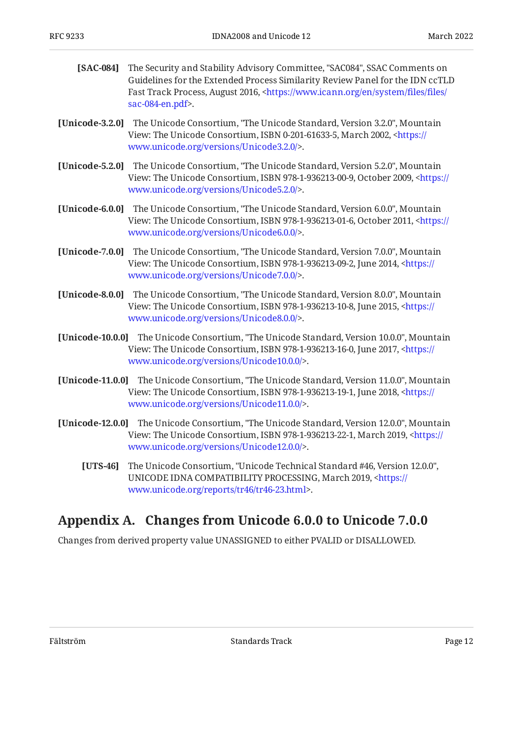**[SAC-084]** The Security and Stability Advisory Committee, "SAC084", SSAC Comments on Guidelines for the Extended Process Similarity Review Panel for the IDN ccTLD Fast Track Process, August 2016, <https://www.icann.org/en/system/files/files/sac-084-en.pdf>.

**[Unicode-3.2.0]** The Unicode Consortium, "The Unicode Standard, Version 3.2.0", Mountain View: The Unicode Consortium, ISBN 0-201-61633-5, March 2002, <https://www.unicode.org/versions/Unicode3.2.0/>.

**[Unicode-5.2.0]** The Unicode Consortium, "The Unicode Standard, Version 5.2.0", Mountain View: The Unicode Consortium, ISBN 978-1-936213-00-9, October 2009, <https://www.unicode.org/versions/Unicode5.2.0/>.

**[Unicode-6.0.0]** The Unicode Consortium, "The Unicode Standard, Version 6.0.0", Mountain View: The Unicode Consortium, ISBN 978-1-936213-01-6, October 2011, <https://www.unicode.org/versions/Unicode6.0.0/>.

**[Unicode-7.0.0]** The Unicode Consortium, "The Unicode Standard, Version 7.0.0", Mountain View: The Unicode Consortium, ISBN 978-1-936213-09-2, June 2014, <https://www.unicode.org/versions/Unicode7.0.0/>.

**[Unicode-8.0.0]** The Unicode Consortium, "The Unicode Standard, Version 8.0.0", Mountain View: The Unicode Consortium, ISBN 978-1-936213-10-8, June 2015, <https://www.unicode.org/versions/Unicode8.0.0/>.

**[Unicode-10.0.0]** The Unicode Consortium, "The Unicode Standard, Version 10.0.0", Mountain View: The Unicode Consortium, ISBN 978-1-936213-16-0, June 2017, <https://www.unicode.org/versions/Unicode10.0.0/>.

**[Unicode-11.0.0]** The Unicode Consortium, "The Unicode Standard, Version 11.0.0", Mountain View: The Unicode Consortium, ISBN 978-1-936213-19-1, June 2018, <https://www.unicode.org/versions/Unicode11.0.0/>.

**[Unicode-12.0.0]** The Unicode Consortium, "The Unicode Standard, Version 12.0.0", Mountain View: The Unicode Consortium, ISBN 978-1-936213-22-1, March 2019, <https://www.unicode.org/versions/Unicode12.0.0/>.

**[UTS-46]** The Unicode Consortium, "Unicode Technical Standard #46, Version 12.0.0", UNICODE IDNA COMPATIBILITY PROCESSING, March 2019, <https://www.unicode.org/reports/tr46/tr46-23.html>.

## Appendix A. Changes from Unicode 6.0.0 to Unicode 7.0.0

Changes from derived property value UNASSIGNED to either PVALID or DISALLOWED.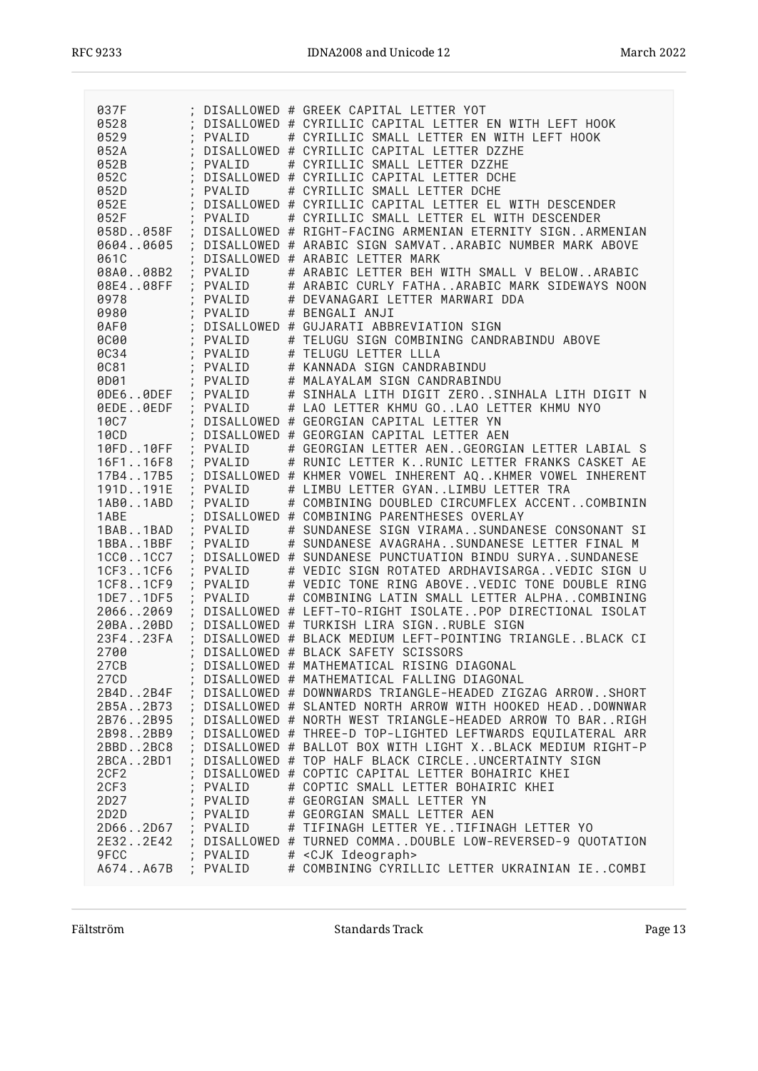```
037F        ; DISALLOWED # GREEK CAPITAL LETTER YOT
0528        ; DISALLOWED # CYRILLIC CAPITAL LETTER EN WITH LEFT HOOK
0529        ; PVALID     # CYRILLIC SMALL LETTER EN WITH LEFT HOOK
052A        ; DISALLOWED # CYRILLIC CAPITAL LETTER DZZHE
052B        ; PVALID     # CYRILLIC SMALL LETTER DZZHE
052C        ; DISALLOWED # CYRILLIC CAPITAL LETTER DCHE
052D        ; PVALID     # CYRILLIC SMALL LETTER DCHE
052E        ; DISALLOWED # CYRILLIC CAPITAL LETTER EL WITH DESCENDER
052F        ; PVALID     # CYRILLIC SMALL LETTER EL WITH DESCENDER
058D..058F  ; DISALLOWED # RIGHT-FACING ARMENIAN ETERNITY SIGN..ARMENIAN
0604..0605  ; DISALLOWED # ARABIC SIGN SAMVAT..ARABIC NUMBER MARK ABOVE
061C        ; DISALLOWED # ARABIC LETTER MARK
08A0..08B2  ; PVALID     # ARABIC LETTER BEH WITH SMALL V BELOW..ARABIC
08E4..08FF  ; PVALID     # ARABIC CURLY FATHA..ARABIC MARK SIDEWAYS NOON
0978        ; PVALID     # DEVANAGARI LETTER MARWARI DDA
0980        ; PVALID     # BENGALI ANJI
0AF0        ; DISALLOWED # GUJARATI ABBREVIATION SIGN
0C00        ; PVALID     # TELUGU SIGN COMBINING CANDRABINDU ABOVE
0C34        ; PVALID     # TELUGU LETTER LLLA
0C81        ; PVALID     # KANNADA SIGN CANDRABINDU
0D01        ; PVALID     # MALAYALAM SIGN CANDRABINDU
0DE6..0DEF  ; PVALID     # SINHALA LITH DIGIT ZERO..SINHALA LITH DIGIT N
0EDE..0EDF  ; PVALID     # LAO LETTER KHMU GO..LAO LETTER KHMU NYO
10C7        ; DISALLOWED # GEORGIAN CAPITAL LETTER YN
10CD        ; DISALLOWED # GEORGIAN CAPITAL LETTER AEN
10FD..10FF  ; PVALID     # GEORGIAN LETTER AEN..GEORGIAN LETTER LABIAL S
16F1..16F8  ; PVALID     # RUNIC LETTER K..RUNIC LETTER FRANKS CASKET AE
17B4..17B5  ; DISALLOWED # KHMER VOWEL INHERENT AQ..KHMER VOWEL INHERENT
191D..191E  ; PVALID     # LIMBU LETTER GYAN..LIMBU LETTER TRA
1AB0..1ABD  ; PVALID     # COMBINING DOUBLED CIRCUMFLEX ACCENT..COMBININ
1ABE        ; DISALLOWED # COMBINING PARENTHESES OVERLAY
1BAB..1BAD  ; PVALID     # SUNDANESE SIGN VIRAMA..SUNDANESE CONSONANT SI
1BBA..1BBF  ; PVALID     # SUNDANESE AVAGRAHA..SUNDANESE LETTER FINAL M
1CC0..1CC7  ; DISALLOWED # SUNDANESE PUNCTUATION BINDU SURYA..SUNDANESE
1CF3..1CF6  ; PVALID     # VEDIC SIGN ROTATED ARDHAVISARGA..VEDIC SIGN U
1CF8..1CF9  ; PVALID     # VEDIC TONE RING ABOVE..VEDIC TONE DOUBLE RING
1DE7..1DF5  ; PVALID     # COMBINING LATIN SMALL LETTER ALPHA..COMBINING
2066..2069  ; DISALLOWED # LEFT-TO-RIGHT ISOLATE..POP DIRECTIONAL ISOLAT
20BA..20BD  ; DISALLOWED # TURKISH LIRA SIGN..RUBLE SIGN
23F4..23FA  ; DISALLOWED # BLACK MEDIUM LEFT-POINTING TRIANGLE..BLACK CI
2700        ; DISALLOWED # BLACK SAFETY SCISSORS
27CB        ; DISALLOWED # MATHEMATICAL RISING DIAGONAL
27CD        ; DISALLOWED # MATHEMATICAL FALLING DIAGONAL
2B4D..2B4F  ; DISALLOWED # DOWNWARDS TRIANGLE-HEADED ZIGZAG ARROW..SHORT
2B5A..2B73  ; DISALLOWED # SLANTED NORTH ARROW WITH HOOKED HEAD..DOWNWAR
2B76..2B95  ; DISALLOWED # NORTH WEST TRIANGLE-HEADED ARROW TO BAR..RIGH
2B98..2BB9  ; DISALLOWED # THREE-D TOP-LIGHTED LEFTWARDS EQUILATERAL ARR
2BBD..2BC8  ; DISALLOWED # BALLOT BOX WITH LIGHT X..BLACK MEDIUM RIGHT-P
2BCA..2BD1  ; DISALLOWED # TOP HALF BLACK CIRCLE..UNCERTAINTY SIGN
2CF2        ; DISALLOWED # COPTIC CAPITAL LETTER BOHAIRIC KHEI
2CF3        ; PVALID     # COPTIC SMALL LETTER BOHAIRIC KHEI
2D27        ; PVALID     # GEORGIAN SMALL LETTER YN
2D2D        ; PVALID     # GEORGIAN SMALL LETTER AEN
2D66..2D67  ; PVALID     # TIFINAGH LETTER YE..TIFINAGH LETTER YO
2E32..2E42  ; DISALLOWED # TURNED COMMA..DOUBLE LOW-REVERSED-9 QUOTATION
9FCC        ; PVALID     # <CJK Ideograph>
A674..A67B  ; PVALID     # COMBINING CYRILLIC LETTER UKRAINIAN IE..COMBI
```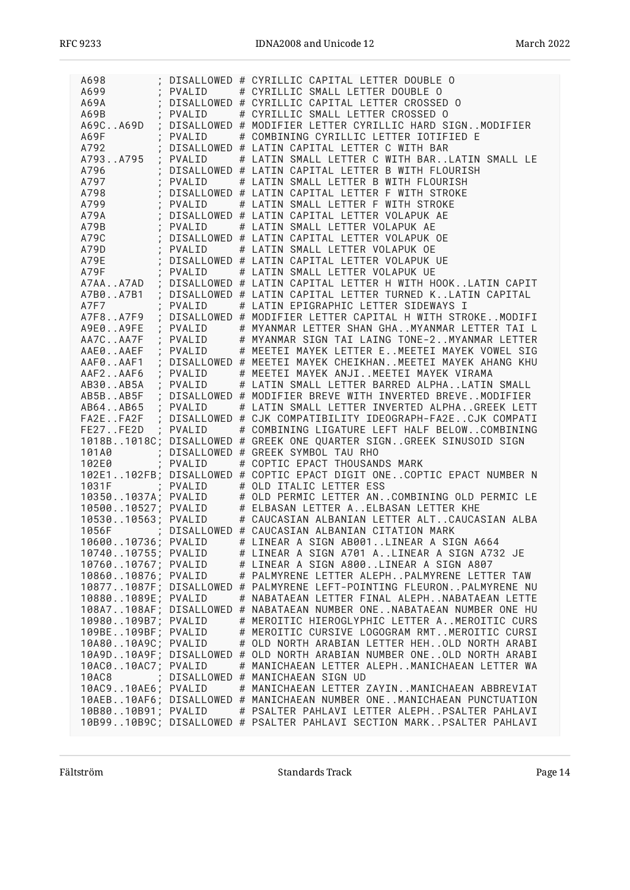```
A698        ; DISALLOWED # CYRILLIC CAPITAL LETTER DOUBLE O
A699        ; PVALID     # CYRILLIC SMALL LETTER DOUBLE O
A69A        ; DISALLOWED # CYRILLIC CAPITAL LETTER CROSSED O
A69B        ; PVALID     # CYRILLIC SMALL LETTER CROSSED O
A69C..A69D  ; DISALLOWED # MODIFIER LETTER CYRILLIC HARD SIGN..MODIFIER
A69F        ; PVALID     # COMBINING CYRILLIC LETTER IOTIFIED E
A792        ; DISALLOWED # LATIN CAPITAL LETTER C WITH BAR
A793..A795  ; PVALID     # LATIN SMALL LETTER C WITH BAR..LATIN SMALL LE
A796        ; DISALLOWED # LATIN CAPITAL LETTER B WITH FLOURISH
A797        ; PVALID     # LATIN SMALL LETTER B WITH FLOURISH
A798        ; DISALLOWED # LATIN CAPITAL LETTER F WITH STROKE
A799        ; PVALID     # LATIN SMALL LETTER F WITH STROKE
A79A        ; DISALLOWED # LATIN CAPITAL LETTER VOLAPUK AE
A79B        ; PVALID     # LATIN SMALL LETTER VOLAPUK AE
A79C        ; DISALLOWED # LATIN CAPITAL LETTER VOLAPUK OE
A79D        ; PVALID     # LATIN SMALL LETTER VOLAPUK OE
A79E        ; DISALLOWED # LATIN CAPITAL LETTER VOLAPUK UE
A79F        ; PVALID     # LATIN SMALL LETTER VOLAPUK UE
A7AA..A7AD  ; DISALLOWED # LATIN CAPITAL LETTER H WITH HOOK..LATIN CAPIT
A7B0..A7B1  ; DISALLOWED # LATIN CAPITAL LETTER TURNED K..LATIN CAPITAL
A7F7        ; PVALID     # LATIN EPIGRAPHIC LETTER SIDEWAYS I
A7F8..A7F9  ; DISALLOWED # MODIFIER LETTER CAPITAL H WITH STROKE..MODIFI
A9E0..A9FE  ; PVALID     # MYANMAR LETTER SHAN GHA..MYANMAR LETTER TAI L
AA7C..AA7F  ; PVALID     # MYANMAR SIGN TAI LAING TONE-2..MYANMAR LETTER
AAE0..AAEF  ; PVALID     # MEETEI MAYEK LETTER E..MEETEI MAYEK VOWEL SIG
AAF0..AAF1  ; DISALLOWED # MEETEI MAYEK CHEIKHAN..MEETEI MAYEK AHANG KHU
AAF2..AAF6  ; PVALID     # MEETEI MAYEK ANJI..MEETEI MAYEK VIRAMA
AB30..AB5A  ; PVALID     # LATIN SMALL LETTER BARRED ALPHA..LATIN SMALL
AB5B..AB5F  ; DISALLOWED # MODIFIER BREVE WITH INVERTED BREVE..MODIFIER
AB64..AB65  ; PVALID     # LATIN SMALL LETTER INVERTED ALPHA..GREEK LETT
FA2E..FA2F  ; DISALLOWED # CJK COMPATIBILITY IDEOGRAPH-FA2E..CJK COMPATI
FE27..FE2D  ; PVALID     # COMBINING LIGATURE LEFT HALF BELOW..COMBINING
1018B..1018C; DISALLOWED # GREEK ONE QUARTER SIGN..GREEK SINUSOID SIGN
101A0       ; DISALLOWED # GREEK SYMBOL TAU RHO
102E0       ; PVALID     # COPTIC EPACT THOUSANDS MARK
102E1..102FB; DISALLOWED # COPTIC EPACT DIGIT ONE..COPTIC EPACT NUMBER N
1031F       ; PVALID     # OLD ITALIC LETTER ESS
10350..1037A; PVALID     # OLD PERMIC LETTER AN..COMBINING OLD PERMIC LE
10500..10527; PVALID     # ELBASAN LETTER A..ELBASAN LETTER KHE
10530..10563; PVALID     # CAUCASIAN ALBANIAN LETTER ALT..CAUCASIAN ALBA
1056F       ; DISALLOWED # CAUCASIAN ALBANIAN CITATION MARK
10600..10736; PVALID     # LINEAR A SIGN AB001..LINEAR A SIGN A664
10740..10755; PVALID     # LINEAR A SIGN A701 A..LINEAR A SIGN A732 JE
10760..10767; PVALID     # LINEAR A SIGN A800..LINEAR A SIGN A807
10860..10876; PVALID     # PALMYRENE LETTER ALEPH..PALMYRENE LETTER TAW
10877..1087F; DISALLOWED # PALMYRENE LEFT-POINTING FLEURON..PALMYRENE NU
10880..1089E; PVALID     # NABATAEAN LETTER FINAL ALEPH..NABATAEAN LETTE
108A7..108AF; DISALLOWED # NABATAEAN NUMBER ONE..NABATAEAN NUMBER ONE HU
10980..109B7; PVALID     # MEROITIC HIEROGLYPHIC LETTER A..MEROITIC CURS
109BE..109BF; PVALID     # MEROITIC CURSIVE LOGOGRAM RMT..MEROITIC CURSI
10A80..10A9C; PVALID     # OLD NORTH ARABIAN LETTER HEH..OLD NORTH ARABI
10A9D..10A9F; DISALLOWED # OLD NORTH ARABIAN NUMBER ONE..OLD NORTH ARABI
10AC0..10AC7; PVALID     # MANICHAEAN LETTER ALEPH..MANICHAEAN LETTER WA
10AC8       ; DISALLOWED # MANICHAEAN SIGN UD
10AC9..10AE6; PVALID     # MANICHAEAN LETTER ZAYIN..MANICHAEAN ABBREVIAT
10AEB..10AF6; DISALLOWED # MANICHAEAN NUMBER ONE..MANICHAEAN PUNCTUATION
10B80..10B91; PVALID     # PSALTER PAHLAVI LETTER ALEPH..PSALTER PAHLAVI
10B99..10B9C; DISALLOWED # PSALTER PAHLAVI SECTION MARK..PSALTER PAHLAVI
```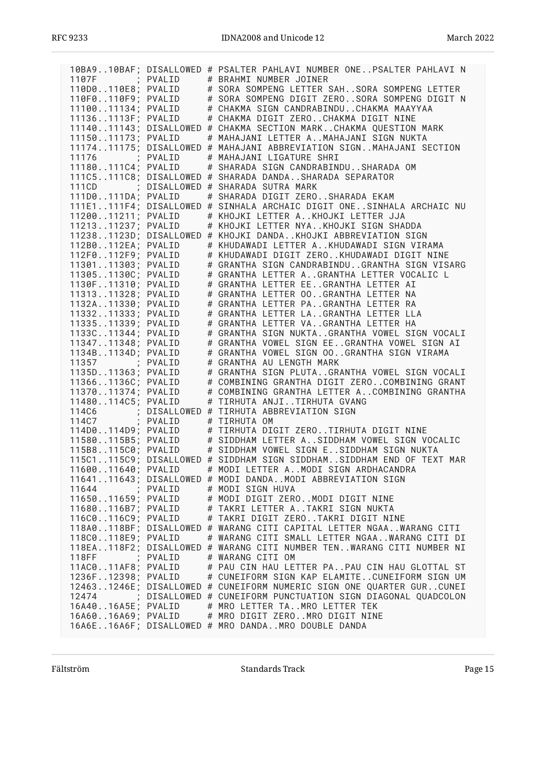```
10BA9..10BAF; DISALLOWED # PSALTER PAHLAVI NUMBER ONE..PSALTER PAHLAVI N
1107F       ; PVALID     # BRAHMI NUMBER JOINER
110D0..110E8; PVALID     # SORA SOMPENG LETTER SAH..SORA SOMPENG LETTER
110F0..110F9; PVALID     # SORA SOMPENG DIGIT ZERO..SORA SOMPENG DIGIT N
11100..11134; PVALID     # CHAKMA SIGN CANDRABINDU..CHAKMA MAAYYAA
11136..1113F; PVALID     # CHAKMA DIGIT ZERO..CHAKMA DIGIT NINE
11140..11143; DISALLOWED # CHAKMA SECTION MARK..CHAKMA QUESTION MARK
11150..11173; PVALID     # MAHAJANI LETTER A..MAHAJANI SIGN NUKTA
11174..11175; DISALLOWED # MAHAJANI ABBREVIATION SIGN..MAHAJANI SECTION
11176       ; PVALID     # MAHAJANI LIGATURE SHRI
11180..111C4; PVALID     # SHARADA SIGN CANDRABINDU..SHARADA OM
111C5..111C8; DISALLOWED # SHARADA DANDA..SHARADA SEPARATOR
111CD       ; DISALLOWED # SHARADA SUTRA MARK
111D0..111DA; PVALID     # SHARADA DIGIT ZERO..SHARADA EKAM
111E1..111F4; DISALLOWED # SINHALA ARCHAIC DIGIT ONE..SINHALA ARCHAIC NU
11200..11211; PVALID     # KHOJKI LETTER A..KHOJKI LETTER JJA
11213..11237; PVALID     # KHOJKI LETTER NYA..KHOJKI SIGN SHADDA
11238..1123D; DISALLOWED # KHOJKI DANDA..KHOJKI ABBREVIATION SIGN
112B0..112EA; PVALID     # KHUDAWADI LETTER A..KHUDAWADI SIGN VIRAMA
112F0..112F9; PVALID     # KHUDAWADI DIGIT ZERO..KHUDAWADI DIGIT NINE
11301..11303; PVALID     # GRANTHA SIGN CANDRABINDU..GRANTHA SIGN VISARG
11305..1130C; PVALID     # GRANTHA LETTER A..GRANTHA LETTER VOCALIC L
1130F..11310; PVALID     # GRANTHA LETTER EE..GRANTHA LETTER AI
11313..11328; PVALID     # GRANTHA LETTER OO..GRANTHA LETTER NA
1132A..11330; PVALID     # GRANTHA LETTER PA..GRANTHA LETTER RA
11332..11333; PVALID     # GRANTHA LETTER LA..GRANTHA LETTER LLA
11335..11339; PVALID     # GRANTHA LETTER VA..GRANTHA LETTER HA
1133C..11344; PVALID     # GRANTHA SIGN NUKTA..GRANTHA VOWEL SIGN VOCALI
11347..11348; PVALID     # GRANTHA VOWEL SIGN EE..GRANTHA VOWEL SIGN AI
1134B..1134D; PVALID     # GRANTHA VOWEL SIGN OO..GRANTHA SIGN VIRAMA
11357       ; PVALID     # GRANTHA AU LENGTH MARK
1135D..11363; PVALID     # GRANTHA SIGN PLUTA..GRANTHA VOWEL SIGN VOCALI
11366..1136C; PVALID     # COMBINING GRANTHA DIGIT ZERO..COMBINING GRANT
11370..11374; PVALID     # COMBINING GRANTHA LETTER A..COMBINING GRANTHA
11480..114C5; PVALID     # TIRHUTA ANJI..TIRHUTA GVANG
114C6       ; DISALLOWED # TIRHUTA ABBREVIATION SIGN
114C7       ; PVALID     # TIRHUTA OM
114D0..114D9; PVALID     # TIRHUTA DIGIT ZERO..TIRHUTA DIGIT NINE
11580..115B5; PVALID     # SIDDHAM LETTER A..SIDDHAM VOWEL SIGN VOCALIC
115B8..115C0; PVALID     # SIDDHAM VOWEL SIGN E..SIDDHAM SIGN NUKTA
115C1..115C9; DISALLOWED # SIDDHAM SIGN SIDDHAM..SIDDHAM END OF TEXT MAR
11600..11640; PVALID     # MODI LETTER A..MODI SIGN ARDHACANDRA
11641..11643; DISALLOWED # MODI DANDA..MODI ABBREVIATION SIGN
11644       ; PVALID     # MODI SIGN HUVA
11650..11659; PVALID     # MODI DIGIT ZERO..MODI DIGIT NINE
11680..116B7; PVALID     # TAKRI LETTER A..TAKRI SIGN NUKTA
116C0..116C9; PVALID     # TAKRI DIGIT ZERO..TAKRI DIGIT NINE
118A0..118BF; DISALLOWED # WARANG CITI CAPITAL LETTER NGAA..WARANG CITI
118C0..118E9; PVALID     # WARANG CITI SMALL LETTER NGAA..WARANG CITI DI
118EA..118F2; DISALLOWED # WARANG CITI NUMBER TEN..WARANG CITI NUMBER NI
118FF       ; PVALID     # WARANG CITI OM
11AC0..11AF8; PVALID     # PAU CIN HAU LETTER PA..PAU CIN HAU GLOTTAL ST
1236F..12398; PVALID     # CUNEIFORM SIGN KAP ELAMITE..CUNEIFORM SIGN UM
12463..1246E; DISALLOWED # CUNEIFORM NUMERIC SIGN ONE QUARTER GUR..CUNEI
12474       ; DISALLOWED # CUNEIFORM PUNCTUATION SIGN DIAGONAL QUADCOLON
16A40..16A5E; PVALID     # MRO LETTER TA..MRO LETTER TEK
16A60..16A69; PVALID     # MRO DIGIT ZERO..MRO DIGIT NINE
16A6E..16A6F; DISALLOWED # MRO DANDA..MRO DOUBLE DANDA
```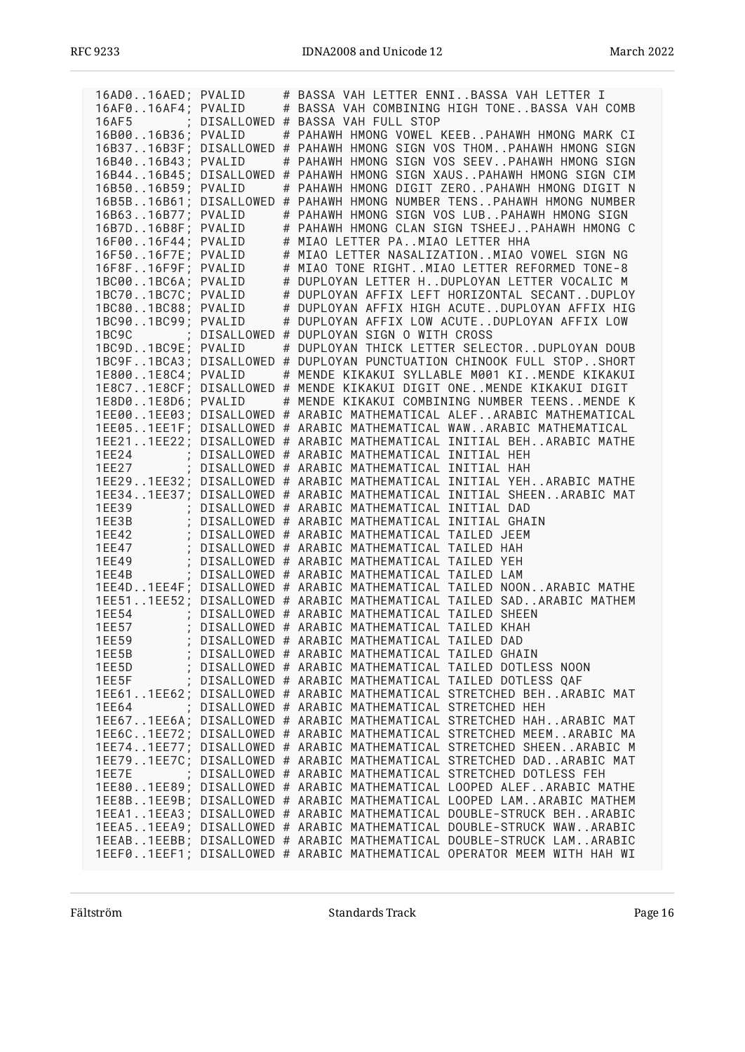```
16AD0..16AED; PVALID     # BASSA VAH LETTER ENNI..BASSA VAH LETTER I
16AF0..16AF4; PVALID     # BASSA VAH COMBINING HIGH TONE..BASSA VAH COMB
16AF5       ; DISALLOWED # BASSA VAH FULL STOP
16B00..16B36; PVALID     # PAHAWH HMONG VOWEL KEEB..PAHAWH HMONG MARK CI
16B37..16B3F; DISALLOWED # PAHAWH HMONG SIGN VOS THOM..PAHAWH HMONG SIGN
16B40..16B43; PVALID     # PAHAWH HMONG SIGN VOS SEEV..PAHAWH HMONG SIGN
16B44..16B45; DISALLOWED # PAHAWH HMONG SIGN XAUS..PAHAWH HMONG SIGN CIM
16B50..16B59; PVALID     # PAHAWH HMONG DIGIT ZERO..PAHAWH HMONG DIGIT N
16B5B..16B61; DISALLOWED # PAHAWH HMONG NUMBER TENS..PAHAWH HMONG NUMBER
16B63..16B77; PVALID     # PAHAWH HMONG SIGN VOS LUB..PAHAWH HMONG SIGN
16B7D..16B8F; PVALID     # PAHAWH HMONG CLAN SIGN TSHEEJ..PAHAWH HMONG C
16F00..16F44; PVALID     # MIAO LETTER PA..MIAO LETTER HHA
16F50..16F7E; PVALID     # MIAO LETTER NASALIZATION..MIAO VOWEL SIGN NG
16F8F..16F9F; PVALID     # MIAO TONE RIGHT..MIAO LETTER REFORMED TONE-8
1BC00..1BC6A; PVALID     # DUPLOYAN LETTER H..DUPLOYAN LETTER VOCALIC M
1BC70..1BC7C; PVALID     # DUPLOYAN AFFIX LEFT HORIZONTAL SECANT..DUPLOY
1BC80..1BC88; PVALID     # DUPLOYAN AFFIX HIGH ACUTE..DUPLOYAN AFFIX HIG
1BC90..1BC99; PVALID     # DUPLOYAN AFFIX LOW ACUTE..DUPLOYAN AFFIX LOW
1BC9C       ; DISALLOWED # DUPLOYAN SIGN O WITH CROSS
1BC9D..1BC9E; PVALID     # DUPLOYAN THICK LETTER SELECTOR..DUPLOYAN DOUB
1BC9F..1BCA3; DISALLOWED # DUPLOYAN PUNCTUATION CHINOOK FULL STOP..SHORT
1E800..1E8C4; PVALID     # MENDE KIKAKUI SYLLABLE M001 KI..MENDE KIKAKUI
1E8C7..1E8CF; DISALLOWED # MENDE KIKAKUI DIGIT ONE..MENDE KIKAKUI DIGIT
1E8D0..1E8D6; PVALID     # MENDE KIKAKUI COMBINING NUMBER TEENS..MENDE K
1EE00..1EE03; DISALLOWED # ARABIC MATHEMATICAL ALEF..ARABIC MATHEMATICAL
1EE05..1EE1F; DISALLOWED # ARABIC MATHEMATICAL WAW..ARABIC MATHEMATICAL
1EE21..1EE22; DISALLOWED # ARABIC MATHEMATICAL INITIAL BEH..ARABIC MATHE
1EE24       ; DISALLOWED # ARABIC MATHEMATICAL INITIAL HEH
1EE27       ; DISALLOWED # ARABIC MATHEMATICAL INITIAL HAH
1EE29..1EE32; DISALLOWED # ARABIC MATHEMATICAL INITIAL YEH..ARABIC MATHE
1EE34..1EE37; DISALLOWED # ARABIC MATHEMATICAL INITIAL SHEEN..ARABIC MAT
1EE39       ; DISALLOWED # ARABIC MATHEMATICAL INITIAL DAD
1EE3B       ; DISALLOWED # ARABIC MATHEMATICAL INITIAL GHAIN
1EE42       ; DISALLOWED # ARABIC MATHEMATICAL TAILED JEEM
1EE47       ; DISALLOWED # ARABIC MATHEMATICAL TAILED HAH
1EE49       ; DISALLOWED # ARABIC MATHEMATICAL TAILED YEH
1EE4B       ; DISALLOWED # ARABIC MATHEMATICAL TAILED LAM
1EE4D..1EE4F; DISALLOWED # ARABIC MATHEMATICAL TAILED NOON..ARABIC MATHE
1EE51..1EE52; DISALLOWED # ARABIC MATHEMATICAL TAILED SAD..ARABIC MATHEM
1EE54       ; DISALLOWED # ARABIC MATHEMATICAL TAILED SHEEN
1EE57       ; DISALLOWED # ARABIC MATHEMATICAL TAILED KHAH
1EE59       ; DISALLOWED # ARABIC MATHEMATICAL TAILED DAD
1EE5B       ; DISALLOWED # ARABIC MATHEMATICAL TAILED GHAIN
1EE5D       ; DISALLOWED # ARABIC MATHEMATICAL TAILED DOTLESS NOON
1EE5F       ; DISALLOWED # ARABIC MATHEMATICAL TAILED DOTLESS QAF
1EE61..1EE62; DISALLOWED # ARABIC MATHEMATICAL STRETCHED BEH..ARABIC MAT
1EE64       ; DISALLOWED # ARABIC MATHEMATICAL STRETCHED HEH
1EE67..1EE6A; DISALLOWED # ARABIC MATHEMATICAL STRETCHED HAH..ARABIC MAT
1EE6C..1EE72; DISALLOWED # ARABIC MATHEMATICAL STRETCHED MEEM..ARABIC MA
1EE74..1EE77; DISALLOWED # ARABIC MATHEMATICAL STRETCHED SHEEN..ARABIC M
1EE79..1EE7C; DISALLOWED # ARABIC MATHEMATICAL STRETCHED DAD..ARABIC MAT
1EE7E       ; DISALLOWED # ARABIC MATHEMATICAL STRETCHED DOTLESS FEH
1EE80..1EE89; DISALLOWED # ARABIC MATHEMATICAL LOOPED ALEF..ARABIC MATHE
1EE8B..1EE9B; DISALLOWED # ARABIC MATHEMATICAL LOOPED LAM..ARABIC MATHEM
1EEA1..1EEA3; DISALLOWED # ARABIC MATHEMATICAL DOUBLE-STRUCK BEH..ARABIC
1EEA5..1EEA9; DISALLOWED # ARABIC MATHEMATICAL DOUBLE-STRUCK WAW..ARABIC
1EEAB..1EEBB; DISALLOWED # ARABIC MATHEMATICAL DOUBLE-STRUCK LAM..ARABIC
1EEF0..1EEF1; DISALLOWED # ARABIC MATHEMATICAL OPERATOR MEEM WITH HAH WI
```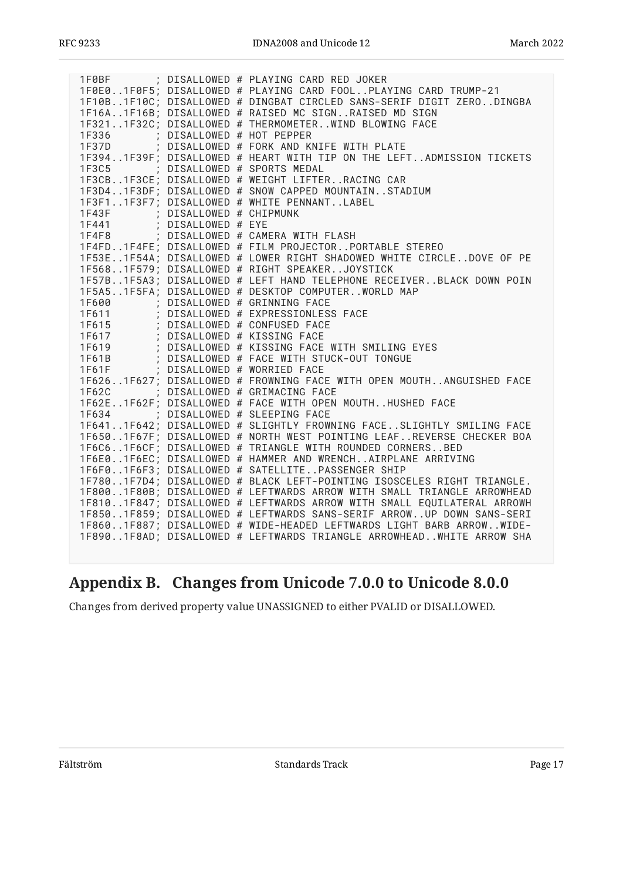```
1F0BF       ; DISALLOWED # PLAYING CARD RED JOKER
1F0E0..1F0F5; DISALLOWED # PLAYING CARD FOOL..PLAYING CARD TRUMP-21
1F10B..1F10C; DISALLOWED # DINGBAT CIRCLED SANS-SERIF DIGIT ZERO..DINGBA
1F16A..1F16B; DISALLOWED # RAISED MC SIGN..RAISED MD SIGN
1F321..1F32C; DISALLOWED # THERMOMETER..WIND BLOWING FACE
1F336       ; DISALLOWED # HOT PEPPER
1F37D       ; DISALLOWED # FORK AND KNIFE WITH PLATE
1F394..1F39F; DISALLOWED # HEART WITH TIP ON THE LEFT..ADMISSION TICKETS
1F3C5       ; DISALLOWED # SPORTS MEDAL
1F3CB..1F3CE; DISALLOWED # WEIGHT LIFTER..RACING CAR
1F3D4..1F3DF; DISALLOWED # SNOW CAPPED MOUNTAIN..STADIUM
1F3F1..1F3F7; DISALLOWED # WHITE PENNANT..LABEL
1F43F       ; DISALLOWED # CHIPMUNK
1F441       ; DISALLOWED # EYE
1F4F8       ; DISALLOWED # CAMERA WITH FLASH
1F4FD..1F4FE; DISALLOWED # FILM PROJECTOR..PORTABLE STEREO
1F53E..1F54A; DISALLOWED # LOWER RIGHT SHADOWED WHITE CIRCLE..DOVE OF PE
1F568..1F579; DISALLOWED # RIGHT SPEAKER..JOYSTICK
1F57B..1F5A3; DISALLOWED # LEFT HAND TELEPHONE RECEIVER..BLACK DOWN POIN
1F5A5..1F5FA; DISALLOWED # DESKTOP COMPUTER..WORLD MAP
1F600       ; DISALLOWED # GRINNING FACE
1F611       ; DISALLOWED # EXPRESSIONLESS FACE
1F615       ; DISALLOWED # CONFUSED FACE
1F617       ; DISALLOWED # KISSING FACE
1F619       ; DISALLOWED # KISSING FACE WITH SMILING EYES
1F61B       ; DISALLOWED # FACE WITH STUCK-OUT TONGUE
1F61F       ; DISALLOWED # WORRIED FACE
1F626..1F627; DISALLOWED # FROWNING FACE WITH OPEN MOUTH..ANGUISHED FACE
1F62C       ; DISALLOWED # GRIMACING FACE
1F62E..1F62F; DISALLOWED # FACE WITH OPEN MOUTH..HUSHED FACE
1F634       ; DISALLOWED # SLEEPING FACE
1F641..1F642; DISALLOWED # SLIGHTLY FROWNING FACE..SLIGHTLY SMILING FACE
1F650..1F67F; DISALLOWED # NORTH WEST POINTING LEAF..REVERSE CHECKER BOA
1F6C6..1F6CF; DISALLOWED # TRIANGLE WITH ROUNDED CORNERS..BED
1F6E0..1F6EC; DISALLOWED # HAMMER AND WRENCH..AIRPLANE ARRIVING
1F6F0..1F6F3; DISALLOWED # SATELLITE..PASSENGER SHIP
1F780..1F7D4; DISALLOWED # BLACK LEFT-POINTING ISOSCELES RIGHT TRIANGLE.
1F800..1F80B; DISALLOWED # LEFTWARDS ARROW WITH SMALL TRIANGLE ARROWHEAD
1F810..1F847; DISALLOWED # LEFTWARDS ARROW WITH SMALL EQUILATERAL ARROWH
1F850..1F859; DISALLOWED # LEFTWARDS SANS-SERIF ARROW..UP DOWN SANS-SERI
1F860..1F887; DISALLOWED # WIDE-HEADED LEFTWARDS LIGHT BARB ARROW..WIDE-
1F890..1F8AD; DISALLOWED # LEFTWARDS TRIANGLE ARROWHEAD..WHITE ARROW SHA
```

# Appendix B. Changes from Unicode 7.0.0 to Unicode 8.0.0

Changes from derived property value UNASSIGNED to either PVALID or DISALLOWED.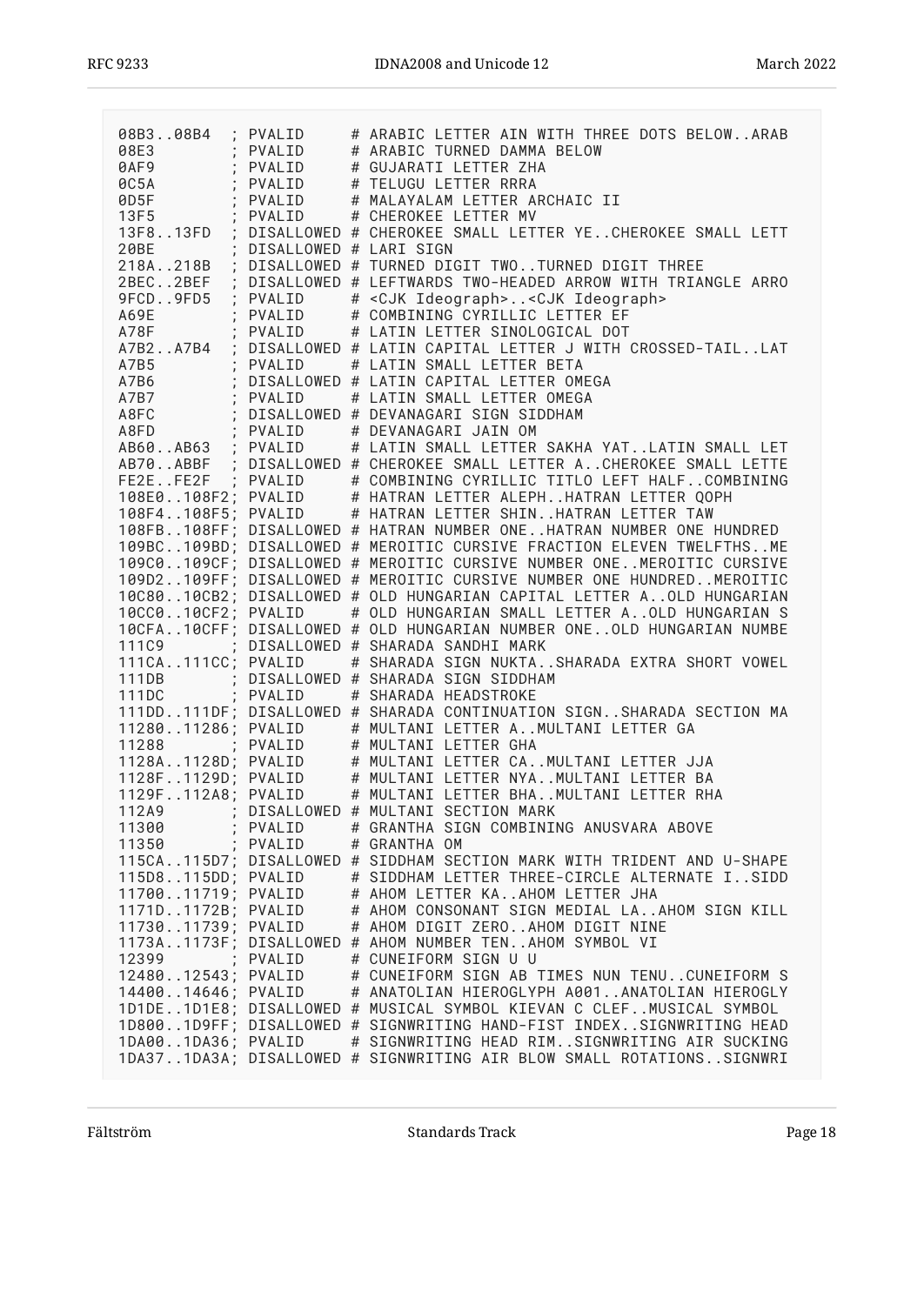```
08B3..08B4  ; PVALID     # ARABIC LETTER AIN WITH THREE DOTS BELOW..ARAB
08E3        ; PVALID     # ARABIC TURNED DAMMA BELOW
0AF9        ; PVALID     # GUJARATI LETTER ZHA
0C5A        ; PVALID     # TELUGU LETTER RRRA
0D5F        ; PVALID     # MALAYALAM LETTER ARCHAIC II
13F5        ; PVALID     # CHEROKEE LETTER MV
13F8..13FD  ; DISALLOWED # CHEROKEE SMALL LETTER YE..CHEROKEE SMALL LETT
20BE        ; DISALLOWED # LARI SIGN
218A..218B  ; DISALLOWED # TURNED DIGIT TWO..TURNED DIGIT THREE
2BEC..2BEF  ; DISALLOWED # LEFTWARDS TWO-HEADED ARROW WITH TRIANGLE ARRO
9FCD..9FD5  ; PVALID     # <CJK Ideograph>..<CJK Ideograph>
A69E        ; PVALID     # COMBINING CYRILLIC LETTER EF
A78F        ; PVALID     # LATIN LETTER SINOLOGICAL DOT
A7B2..A7B4  ; DISALLOWED # LATIN CAPITAL LETTER J WITH CROSSED-TAIL..LAT
A7B5        ; PVALID     # LATIN SMALL LETTER BETA
A7B6        ; DISALLOWED # LATIN CAPITAL LETTER OMEGA
A7B7        ; PVALID     # LATIN SMALL LETTER OMEGA
A8FC        ; DISALLOWED # DEVANAGARI SIGN SIDDHAM
A8FD        ; PVALID     # DEVANAGARI JAIN OM
AB60..AB63  ; PVALID     # LATIN SMALL LETTER SAKHA YAT..LATIN SMALL LET
AB70..ABBF  ; DISALLOWED # CHEROKEE SMALL LETTER A..CHEROKEE SMALL LETTE
FE2E..FE2F  ; PVALID     # COMBINING CYRILLIC TITLO LEFT HALF..COMBINING
108E0..108F2; PVALID     # HATRAN LETTER ALEPH..HATRAN LETTER QOPH
108F4..108F5; PVALID     # HATRAN LETTER SHIN..HATRAN LETTER TAW
108FB..108FF; DISALLOWED # HATRAN NUMBER ONE..HATRAN NUMBER ONE HUNDRED
109BC..109BD; DISALLOWED # MEROITIC CURSIVE FRACTION ELEVEN TWELFTHS..ME
109C0..109CF; DISALLOWED # MEROITIC CURSIVE NUMBER ONE..MEROITIC CURSIVE
109D2..109FF; DISALLOWED # MEROITIC CURSIVE NUMBER ONE HUNDRED..MEROITIC
10C80..10CB2; DISALLOWED # OLD HUNGARIAN CAPITAL LETTER A..OLD HUNGARIAN
10CC0..10CF2; PVALID     # OLD HUNGARIAN SMALL LETTER A..OLD HUNGARIAN S
10CFA..10CFF; DISALLOWED # OLD HUNGARIAN NUMBER ONE..OLD HUNGARIAN NUMBE
111C9       ; DISALLOWED # SHARADA SANDHI MARK
111CA..111CC; PVALID     # SHARADA SIGN NUKTA..SHARADA EXTRA SHORT VOWEL
111DB       ; DISALLOWED # SHARADA SIGN SIDDHAM
111DC       ; PVALID     # SHARADA HEADSTROKE
111DD..111DF; DISALLOWED # SHARADA CONTINUATION SIGN..SHARADA SECTION MA
11280..11286; PVALID     # MULTANI LETTER A..MULTANI LETTER GA
11288       ; PVALID     # MULTANI LETTER GHA
1128A..1128D; PVALID     # MULTANI LETTER CA..MULTANI LETTER JJA
1128F..1129D; PVALID     # MULTANI LETTER NYA..MULTANI LETTER BA
1129F..112A8; PVALID     # MULTANI LETTER BHA..MULTANI LETTER RHA
112A9       ; DISALLOWED # MULTANI SECTION MARK
11300       ; PVALID     # GRANTHA SIGN COMBINING ANUSVARA ABOVE
11350       ; PVALID     # GRANTHA OM
115CA..115D7; DISALLOWED # SIDDHAM SECTION MARK WITH TRIDENT AND U-SHAPE
115D8..115DD; PVALID     # SIDDHAM LETTER THREE-CIRCLE ALTERNATE I..SIDD
11700..11719; PVALID     # AHOM LETTER KA..AHOM LETTER JHA
1171D..1172B; PVALID     # AHOM CONSONANT SIGN MEDIAL LA..AHOM SIGN KILL
11730..11739; PVALID     # AHOM DIGIT ZERO..AHOM DIGIT NINE
1173A..1173F; DISALLOWED # AHOM NUMBER TEN..AHOM SYMBOL VI
12399       ; PVALID     # CUNEIFORM SIGN U U
12480..12543; PVALID     # CUNEIFORM SIGN AB TIMES NUN TENU..CUNEIFORM S
14400..14646; PVALID     # ANATOLIAN HIEROGLYPH A001..ANATOLIAN HIEROGLY
1D1DE..1D1E8; DISALLOWED # MUSICAL SYMBOL KIEVAN C CLEF..MUSICAL SYMBOL
1D800..1D9FF; DISALLOWED # SIGNWRITING HAND-FIST INDEX..SIGNWRITING HEAD
1DA00..1DA36; PVALID     # SIGNWRITING HEAD RIM..SIGNWRITING AIR SUCKING
1DA37..1DA3A; DISALLOWED # SIGNWRITING AIR BLOW SMALL ROTATIONS..SIGNWRI
```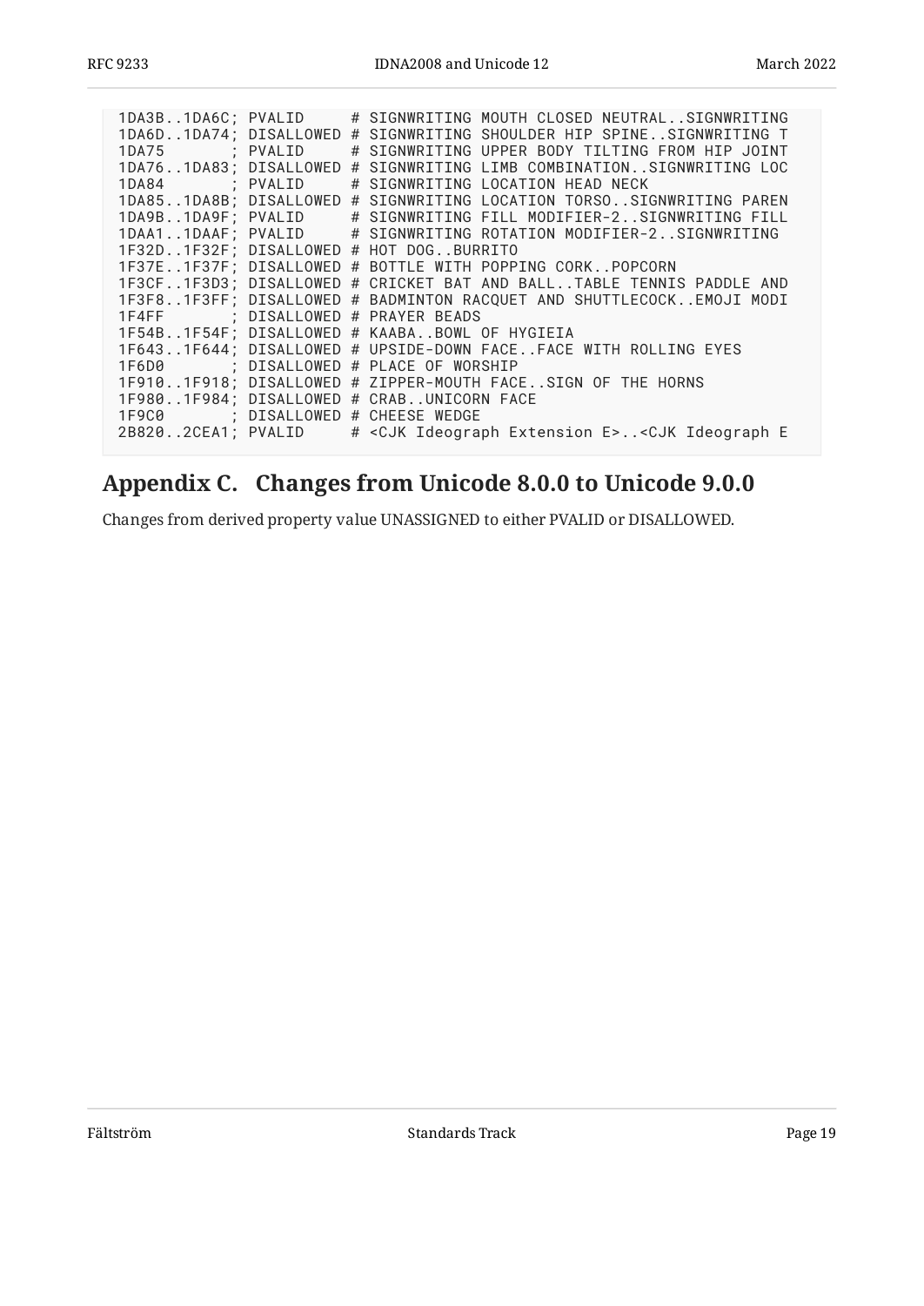```
1DA3B..1DA6C; PVALID     # SIGNWRITING MOUTH CLOSED NEUTRAL..SIGNWRITING
1DA6D..1DA74; DISALLOWED # SIGNWRITING SHOULDER HIP SPINE..SIGNWRITING T
1DA75       ; PVALID     # SIGNWRITING UPPER BODY TILTING FROM HIP JOINT
1DA76..1DA83; DISALLOWED # SIGNWRITING LIMB COMBINATION..SIGNWRITING LOC
1DA84       ; PVALID     # SIGNWRITING LOCATION HEAD NECK
1DA85..1DA8B; DISALLOWED # SIGNWRITING LOCATION TORSO..SIGNWRITING PAREN
1DA9B..1DA9F; PVALID     # SIGNWRITING FILL MODIFIER-2..SIGNWRITING FILL
1DAA1..1DAAF; PVALID     # SIGNWRITING ROTATION MODIFIER-2..SIGNWRITING
1F32D..1F32F; DISALLOWED # HOT DOG..BURRITO
1F37E..1F37F; DISALLOWED # BOTTLE WITH POPPING CORK..POPCORN
1F3CF..1F3D3; DISALLOWED # CRICKET BAT AND BALL..TABLE TENNIS PADDLE AND
1F3F8..1F3FF; DISALLOWED # BADMINTON RACQUET AND SHUTTLECOCK..EMOJI MODI
1F4FF       ; DISALLOWED # PRAYER BEADS
1F54B..1F54F; DISALLOWED # KAABA..BOWL OF HYGIEIA
1F643..1F644; DISALLOWED # UPSIDE-DOWN FACE..FACE WITH ROLLING EYES
1F6D0       ; DISALLOWED # PLACE OF WORSHIP
1F910..1F918; DISALLOWED # ZIPPER-MOUTH FACE..SIGN OF THE HORNS
1F980..1F984; DISALLOWED # CRAB..UNICORN FACE
1F9C0       ; DISALLOWED # CHEESE WEDGE
2B820..2CEA1; PVALID     # <CJK Ideograph Extension E>..<CJK Ideograph E
```

## Appendix C. Changes from Unicode 8.0.0 to Unicode 9.0.0

Changes from derived property value UNASSIGNED to either PVALID or DISALLOWED.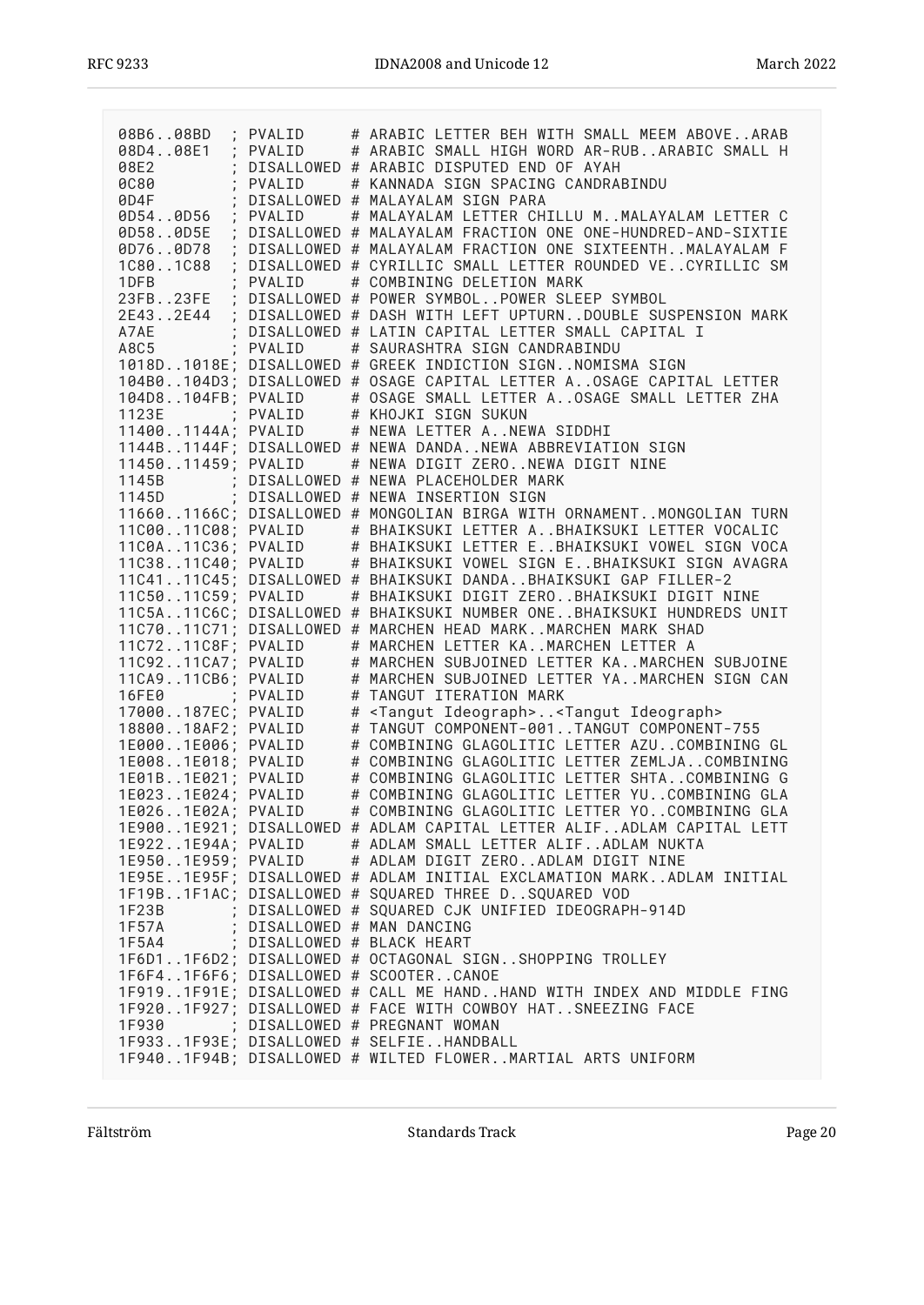```
08B6..08BD  ; PVALID     # ARABIC LETTER BEH WITH SMALL MEEM ABOVE..ARAB
08D4..08E1  ; PVALID     # ARABIC SMALL HIGH WORD AR-RUB..ARABIC SMALL H
08E2        ; DISALLOWED # ARABIC DISPUTED END OF AYAH
0C80        ; PVALID     # KANNADA SIGN SPACING CANDRABINDU
0D4F        ; DISALLOWED # MALAYALAM SIGN PARA
0D54..0D56  ; PVALID     # MALAYALAM LETTER CHILLU M..MALAYALAM LETTER C
0D58..0D5E  ; DISALLOWED # MALAYALAM FRACTION ONE ONE-HUNDRED-AND-SIXTIE
0D76..0D78  ; DISALLOWED # MALAYALAM FRACTION ONE SIXTEENTH..MALAYALAM F
1C80..1C88  ; DISALLOWED # CYRILLIC SMALL LETTER ROUNDED VE..CYRILLIC SM
1DFB        ; PVALID     # COMBINING DELETION MARK
23FB..23FE  ; DISALLOWED # POWER SYMBOL..POWER SLEEP SYMBOL
2E43..2E44  ; DISALLOWED # DASH WITH LEFT UPTURN..DOUBLE SUSPENSION MARK
A7AE        ; DISALLOWED # LATIN CAPITAL LETTER SMALL CAPITAL I
A8C5        ; PVALID     # SAURASHTRA SIGN CANDRABINDU
1018D..1018E; DISALLOWED # GREEK INDICTION SIGN..NOMISMA SIGN
104B0..104D3; DISALLOWED # OSAGE CAPITAL LETTER A..OSAGE CAPITAL LETTER
104D8..104FB; PVALID     # OSAGE SMALL LETTER A..OSAGE SMALL LETTER ZHA
1123E       ; PVALID     # KHOJKI SIGN SUKUN
11400..1144A; PVALID     # NEWA LETTER A..NEWA SIDDHI
1144B..1144F; DISALLOWED # NEWA DANDA..NEWA ABBREVIATION SIGN
11450..11459; PVALID     # NEWA DIGIT ZERO..NEWA DIGIT NINE
1145B       ; DISALLOWED # NEWA PLACEHOLDER MARK
1145D       ; DISALLOWED # NEWA INSERTION SIGN
11660..1166C; DISALLOWED # MONGOLIAN BIRGA WITH ORNAMENT..MONGOLIAN TURN
11C00..11C08; PVALID     # BHAIKSUKI LETTER A..BHAIKSUKI LETTER VOCALIC
11C0A..11C36; PVALID     # BHAIKSUKI LETTER E..BHAIKSUKI VOWEL SIGN VOCA
11C38..11C40; PVALID     # BHAIKSUKI VOWEL SIGN E..BHAIKSUKI SIGN AVAGRA
11C41..11C45; DISALLOWED # BHAIKSUKI DANDA..BHAIKSUKI GAP FILLER-2
11C50..11C59; PVALID     # BHAIKSUKI DIGIT ZERO..BHAIKSUKI DIGIT NINE
11C5A..11C6C; DISALLOWED # BHAIKSUKI NUMBER ONE..BHAIKSUKI HUNDREDS UNIT
11C70..11C71; DISALLOWED # MARCHEN HEAD MARK..MARCHEN MARK SHAD
11C72..11C8F; PVALID     # MARCHEN LETTER KA..MARCHEN LETTER A
11C92..11CA7; PVALID     # MARCHEN SUBJOINED LETTER KA..MARCHEN SUBJOINE
11CA9..11CB6; PVALID     # MARCHEN SUBJOINED LETTER YA..MARCHEN SIGN CAN
16FE0       ; PVALID     # TANGUT ITERATION MARK
17000..187EC; PVALID     # <Tangut Ideograph>..<Tangut Ideograph>
18800..18AF2; PVALID     # TANGUT COMPONENT-001..TANGUT COMPONENT-755
1E000..1E006; PVALID     # COMBINING GLAGOLITIC LETTER AZU..COMBINING GL
1E008..1E018; PVALID     # COMBINING GLAGOLITIC LETTER ZEMLJA..COMBINING
1E01B..1E021; PVALID     # COMBINING GLAGOLITIC LETTER SHTA..COMBINING G
1E023..1E024; PVALID     # COMBINING GLAGOLITIC LETTER YU..COMBINING GLA
1E026..1E02A; PVALID     # COMBINING GLAGOLITIC LETTER YO..COMBINING GLA
1E900..1E921; DISALLOWED # ADLAM CAPITAL LETTER ALIF..ADLAM CAPITAL LETT
1E922..1E94A; PVALID     # ADLAM SMALL LETTER ALIF..ADLAM NUKTA
1E950..1E959; PVALID     # ADLAM DIGIT ZERO..ADLAM DIGIT NINE
1E95E..1E95F; DISALLOWED # ADLAM INITIAL EXCLAMATION MARK..ADLAM INITIAL
1F19B..1F1AC; DISALLOWED # SQUARED THREE D..SQUARED VOD
1F23B       ; DISALLOWED # SQUARED CJK UNIFIED IDEOGRAPH-914D
1F57A       ; DISALLOWED # MAN DANCING
1F5A4       ; DISALLOWED # BLACK HEART
1F6D1..1F6D2; DISALLOWED # OCTAGONAL SIGN..SHOPPING TROLLEY
1F6F4..1F6F6; DISALLOWED # SCOOTER..CANOE
1F919..1F91E; DISALLOWED # CALL ME HAND..HAND WITH INDEX AND MIDDLE FING
1F920..1F927; DISALLOWED # FACE WITH COWBOY HAT..SNEEZING FACE
1F930       ; DISALLOWED # PREGNANT WOMAN
1F933..1F93E; DISALLOWED # SELFIE..HANDBALL
1F940..1F94B; DISALLOWED # WILTED FLOWER..MARTIAL ARTS UNIFORM
```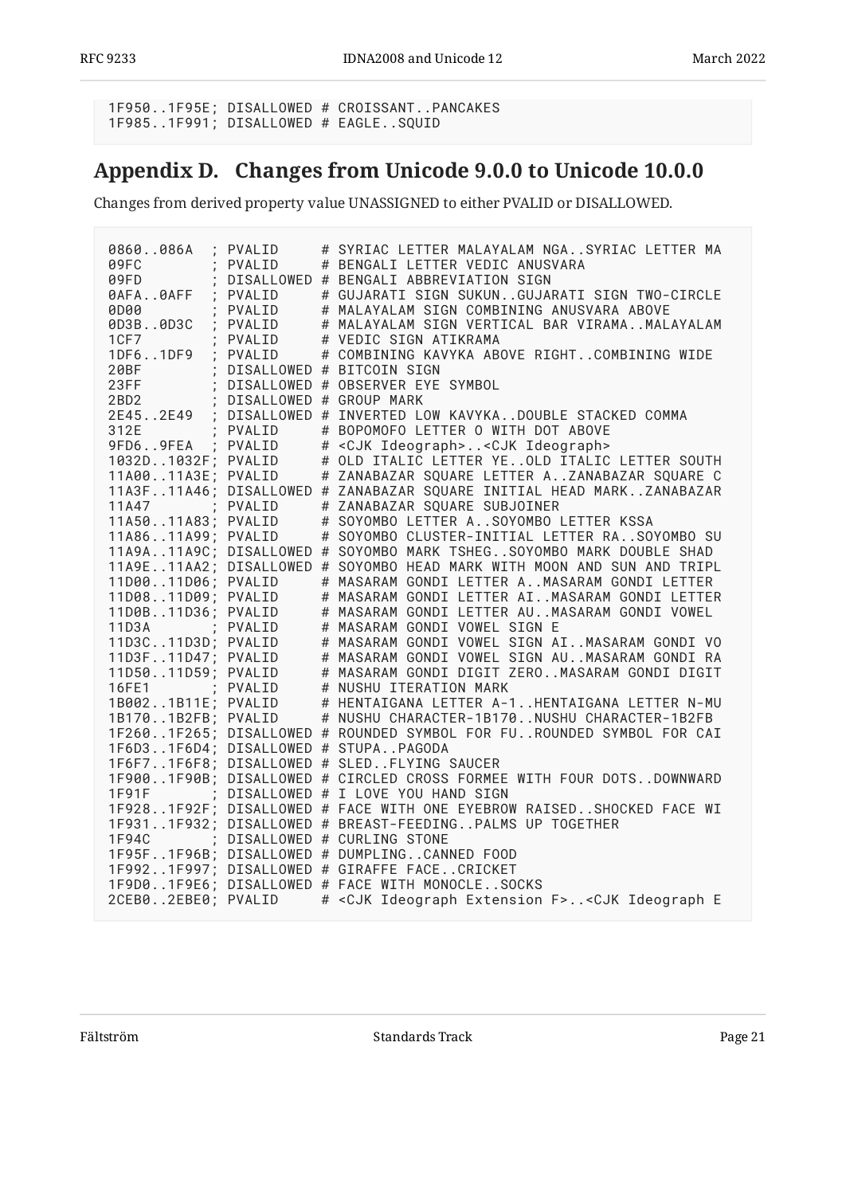```
1F950..1F95E; DISALLOWED # CROISSANT..PANCAKES
1F985..1F991; DISALLOWED # EAGLE..SQUID
```

## Appendix D. Changes from Unicode 9.0.0 to Unicode 10.0.0

Changes from derived property value UNASSIGNED to either PVALID or DISALLOWED.

```
0860..086A  ; PVALID     # SYRIAC LETTER MALAYALAM NGA..SYRIAC LETTER MA
09FC        ; PVALID     # BENGALI LETTER VEDIC ANUSVARA
09FD        ; DISALLOWED # BENGALI ABBREVIATION SIGN
0AFA..0AFF  ; PVALID     # GUJARATI SIGN SUKUN..GUJARATI SIGN TWO-CIRCLE
0D00        ; PVALID     # MALAYALAM SIGN COMBINING ANUSVARA ABOVE
0D3B..0D3C  ; PVALID     # MALAYALAM SIGN VERTICAL BAR VIRAMA..MALAYALAM
1CF7        ; PVALID     # VEDIC SIGN ATIKRAMA
1DF6..1DF9  ; PVALID     # COMBINING KAVYKA ABOVE RIGHT..COMBINING WIDE
20BF        ; DISALLOWED # BITCOIN SIGN
23FF        ; DISALLOWED # OBSERVER EYE SYMBOL
2BD2        ; DISALLOWED # GROUP MARK
2E45..2E49  ; DISALLOWED # INVERTED LOW KAVYKA..DOUBLE STACKED COMMA
312E        ; PVALID     # BOPOMOFO LETTER O WITH DOT ABOVE
9FD6..9FEA  ; PVALID     # <CJK Ideograph>..<CJK Ideograph>
1032D..1032F; PVALID     # OLD ITALIC LETTER YE..OLD ITALIC LETTER SOUTH
11A00..11A3E; PVALID     # ZANABAZAR SQUARE LETTER A..ZANABAZAR SQUARE C
11A3F..11A46; DISALLOWED # ZANABAZAR SQUARE INITIAL HEAD MARK..ZANABAZAR
11A47       ; PVALID     # ZANABAZAR SQUARE SUBJOINER
11A50..11A83; PVALID     # SOYOMBO LETTER A..SOYOMBO LETTER KSSA
11A86..11A99; PVALID     # SOYOMBO CLUSTER-INITIAL LETTER RA..SOYOMBO SU
11A9A..11A9C; DISALLOWED # SOYOMBO MARK TSHEG..SOYOMBO MARK DOUBLE SHAD
11A9E..11AA2; DISALLOWED # SOYOMBO HEAD MARK WITH MOON AND SUN AND TRIPL
11D00..11D06; PVALID     # MASARAM GONDI LETTER A..MASARAM GONDI LETTER
11D08..11D09; PVALID     # MASARAM GONDI LETTER AI..MASARAM GONDI LETTER
11D0B..11D36; PVALID     # MASARAM GONDI LETTER AU..MASARAM GONDI VOWEL
11D3A       ; PVALID     # MASARAM GONDI VOWEL SIGN E
11D3C..11D3D; PVALID     # MASARAM GONDI VOWEL SIGN AI..MASARAM GONDI VO
11D3F..11D47; PVALID     # MASARAM GONDI VOWEL SIGN AU..MASARAM GONDI RA
11D50..11D59; PVALID     # MASARAM GONDI DIGIT ZERO..MASARAM GONDI DIGIT
16FE1       ; PVALID     # NUSHU ITERATION MARK
1B002..1B11E; PVALID     # HENTAIGANA LETTER A-1..HENTAIGANA LETTER N-MU
1B170..1B2FB; PVALID     # NUSHU CHARACTER-1B170..NUSHU CHARACTER-1B2FB
1F260..1F265; DISALLOWED # ROUNDED SYMBOL FOR FU..ROUNDED SYMBOL FOR CAI
1F6D3..1F6D4; DISALLOWED # STUPA..PAGODA
1F6F7..1F6F8; DISALLOWED # SLED..FLYING SAUCER
1F900..1F90B; DISALLOWED # CIRCLED CROSS FORMEE WITH FOUR DOTS..DOWNWARD
1F91F       ; DISALLOWED # I LOVE YOU HAND SIGN
1F928..1F92F; DISALLOWED # FACE WITH ONE EYEBROW RAISED..SHOCKED FACE WI
1F931..1F932; DISALLOWED # BREAST-FEEDING..PALMS UP TOGETHER
1F94C       ; DISALLOWED # CURLING STONE
1F95F..1F96B; DISALLOWED # DUMPLING..CANNED FOOD
1F992..1F997; DISALLOWED # GIRAFFE FACE..CRICKET
1F9D0..1F9E6; DISALLOWED # FACE WITH MONOCLE..SOCKS
2CEB0..2EBE0; PVALID     # <CJK Ideograph Extension F>..<CJK Ideograph E
```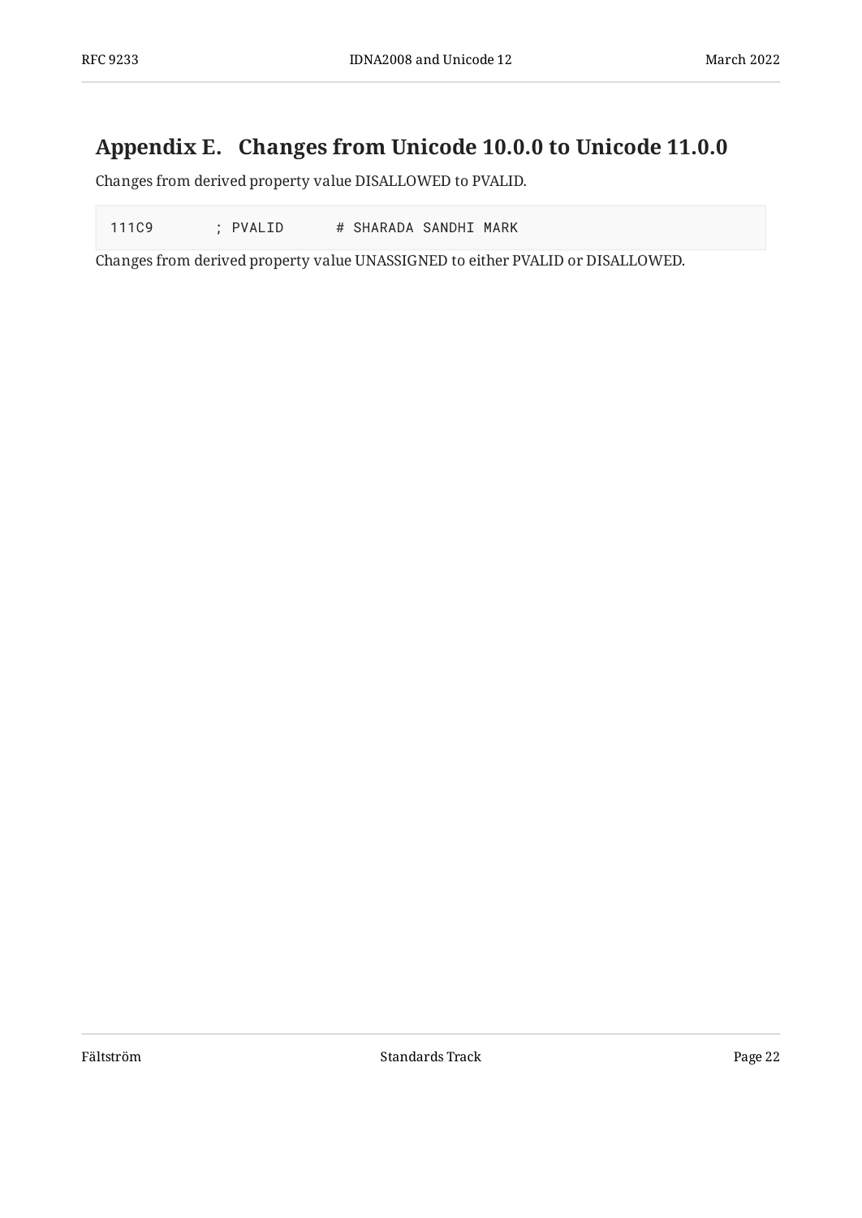# Appendix E. Changes from Unicode 10.0.0 to Unicode 11.0.0

Changes from derived property value DISALLOWED to PVALID.

```
111C9       ; PVALID      # SHARADA SANDHI MARK
```

Changes from derived property value UNASSIGNED to either PVALID or DISALLOWED.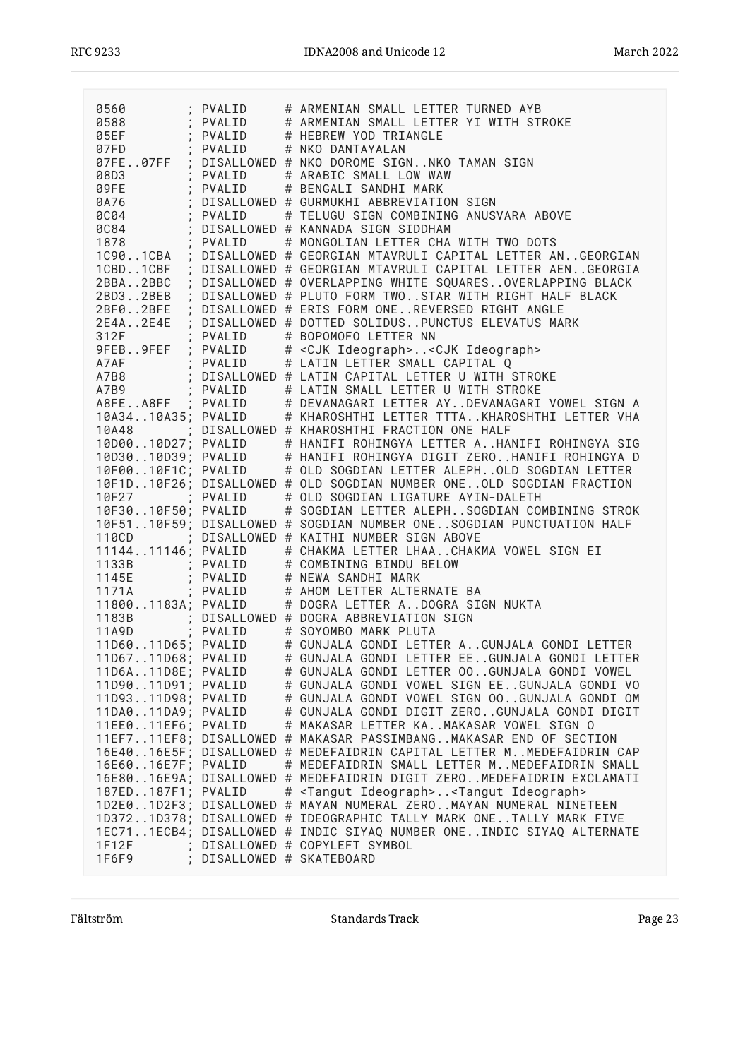```
0560        ; PVALID     # ARMENIAN SMALL LETTER TURNED AYB
0588        ; PVALID     # ARMENIAN SMALL LETTER YI WITH STROKE
05EF        ; PVALID     # HEBREW YOD TRIANGLE
07FD        ; PVALID     # NKO DANTAYALAN
07FE..07FF  ; DISALLOWED # NKO DOROME SIGN..NKO TAMAN SIGN
08D3        ; PVALID     # ARABIC SMALL LOW WAW
09FE        ; PVALID     # BENGALI SANDHI MARK
0A76        ; DISALLOWED # GURMUKHI ABBREVIATION SIGN
0C04        ; PVALID     # TELUGU SIGN COMBINING ANUSVARA ABOVE
0C84        ; DISALLOWED # KANNADA SIGN SIDDHAM
1878        ; PVALID     # MONGOLIAN LETTER CHA WITH TWO DOTS
1C90..1CBA  ; DISALLOWED # GEORGIAN MTAVRULI CAPITAL LETTER AN..GEORGIAN
1CBD..1CBF  ; DISALLOWED # GEORGIAN MTAVRULI CAPITAL LETTER AEN..GEORGIA
2BBA..2BBC  ; DISALLOWED # OVERLAPPING WHITE SQUARES..OVERLAPPING BLACK
2BD3..2BEB  ; DISALLOWED # PLUTO FORM TWO..STAR WITH RIGHT HALF BLACK
2BF0..2BFE  ; DISALLOWED # ERIS FORM ONE..REVERSED RIGHT ANGLE
2E4A..2E4E  ; DISALLOWED # DOTTED SOLIDUS..PUNCTUS ELEVATUS MARK
312F        ; PVALID     # BOPOMOFO LETTER NN
9FEB..9FEF  ; PVALID     # <CJK Ideograph>..<CJK Ideograph>
A7AF        ; PVALID     # LATIN LETTER SMALL CAPITAL Q
A7B8        ; DISALLOWED # LATIN CAPITAL LETTER U WITH STROKE
A7B9        ; PVALID     # LATIN SMALL LETTER U WITH STROKE
A8FE..A8FF  ; PVALID     # DEVANAGARI LETTER AY..DEVANAGARI VOWEL SIGN A
10A34..10A35; PVALID     # KHAROSHTHI LETTER TTTA..KHAROSHTHI LETTER VHA
10A48       ; DISALLOWED # KHAROSHTHI FRACTION ONE HALF
10D00..10D27; PVALID     # HANIFI ROHINGYA LETTER A..HANIFI ROHINGYA SIG
10D30..10D39; PVALID     # HANIFI ROHINGYA DIGIT ZERO..HANIFI ROHINGYA D
10F00..10F1C; PVALID     # OLD SOGDIAN LETTER ALEPH..OLD SOGDIAN LETTER
10F1D..10F26; DISALLOWED # OLD SOGDIAN NUMBER ONE..OLD SOGDIAN FRACTION
10F27       ; PVALID     # OLD SOGDIAN LIGATURE AYIN-DALETH
10F30..10F50; PVALID     # SOGDIAN LETTER ALEPH..SOGDIAN COMBINING STROK
10F51..10F59; DISALLOWED # SOGDIAN NUMBER ONE..SOGDIAN PUNCTUATION HALF
110CD       ; DISALLOWED # KAITHI NUMBER SIGN ABOVE
11144..11146; PVALID     # CHAKMA LETTER LHAA..CHAKMA VOWEL SIGN EI
1133B       ; PVALID     # COMBINING BINDU BELOW
1145E       ; PVALID     # NEWA SANDHI MARK
1171A       ; PVALID     # AHOM LETTER ALTERNATE BA
11800..1183A; PVALID     # DOGRA LETTER A..DOGRA SIGN NUKTA
1183B       ; DISALLOWED # DOGRA ABBREVIATION SIGN
11A9D       ; PVALID     # SOYOMBO MARK PLUTA
11D60..11D65; PVALID     # GUNJALA GONDI LETTER A..GUNJALA GONDI LETTER
11D67..11D68; PVALID     # GUNJALA GONDI LETTER EE..GUNJALA GONDI LETTER
11D6A..11D8E; PVALID     # GUNJALA GONDI LETTER OO..GUNJALA GONDI VOWEL
11D90..11D91; PVALID     # GUNJALA GONDI VOWEL SIGN EE..GUNJALA GONDI VO
11D93..11D98; PVALID     # GUNJALA GONDI VOWEL SIGN OO..GUNJALA GONDI OM
11DA0..11DA9; PVALID     # GUNJALA GONDI DIGIT ZERO..GUNJALA GONDI DIGIT
11EE0..11EF6; PVALID     # MAKASAR LETTER KA..MAKASAR VOWEL SIGN O
11EF7..11EF8; DISALLOWED # MAKASAR PASSIMBANG..MAKASAR END OF SECTION
16E40..16E5F; DISALLOWED # MEDEFAIDRIN CAPITAL LETTER M..MEDEFAIDRIN CAP
16E60..16E7F; PVALID     # MEDEFAIDRIN SMALL LETTER M..MEDEFAIDRIN SMALL
16E80..16E9A; DISALLOWED # MEDEFAIDRIN DIGIT ZERO..MEDEFAIDRIN EXCLAMATI
187ED..187F1; PVALID     # <Tangut Ideograph>..<Tangut Ideograph>
1D2E0..1D2F3; DISALLOWED # MAYAN NUMERAL ZERO..MAYAN NUMERAL NINETEEN
1D372..1D378; DISALLOWED # IDEOGRAPHIC TALLY MARK ONE..TALLY MARK FIVE
1EC71..1ECB4; DISALLOWED # INDIC SIYAQ NUMBER ONE..INDIC SIYAQ ALTERNATE
1F12F       ; DISALLOWED # COPYLEFT SYMBOL
1F6F9       ; DISALLOWED # SKATEBOARD
```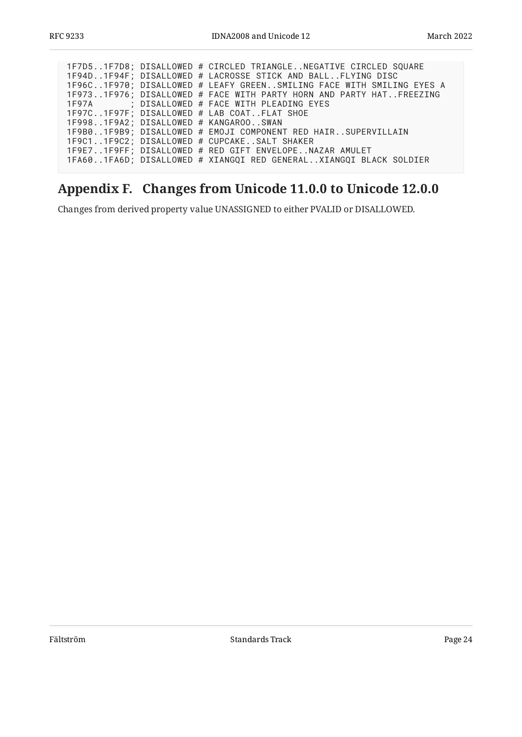```
1F7D5..1F7D8; DISALLOWED # CIRCLED TRIANGLE..NEGATIVE CIRCLED SQUARE
1F94D..1F94F; DISALLOWED # LACROSSE STICK AND BALL..FLYING DISC
1F96C..1F970; DISALLOWED # LEAFY GREEN..SMILING FACE WITH SMILING EYES A
1F973..1F976; DISALLOWED # FACE WITH PARTY HORN AND PARTY HAT..FREEZING
1F97A       ; DISALLOWED # FACE WITH PLEADING EYES
1F97C..1F97F; DISALLOWED # LAB COAT..FLAT SHOE
1F998..1F9A2; DISALLOWED # KANGAROO..SWAN
1F9B0..1F9B9; DISALLOWED # EMOJI COMPONENT RED HAIR..SUPERVILLAIN
1F9C1..1F9C2; DISALLOWED # CUPCAKE..SALT SHAKER
1F9E7..1F9FF; DISALLOWED # RED GIFT ENVELOPE..NAZAR AMULET
1FA60..1FA6D; DISALLOWED # XIANGQI RED GENERAL..XIANGQI BLACK SOLDIER
```

## Appendix F. Changes from Unicode 11.0.0 to Unicode 12.0.0

Changes from derived property value UNASSIGNED to either PVALID or DISALLOWED.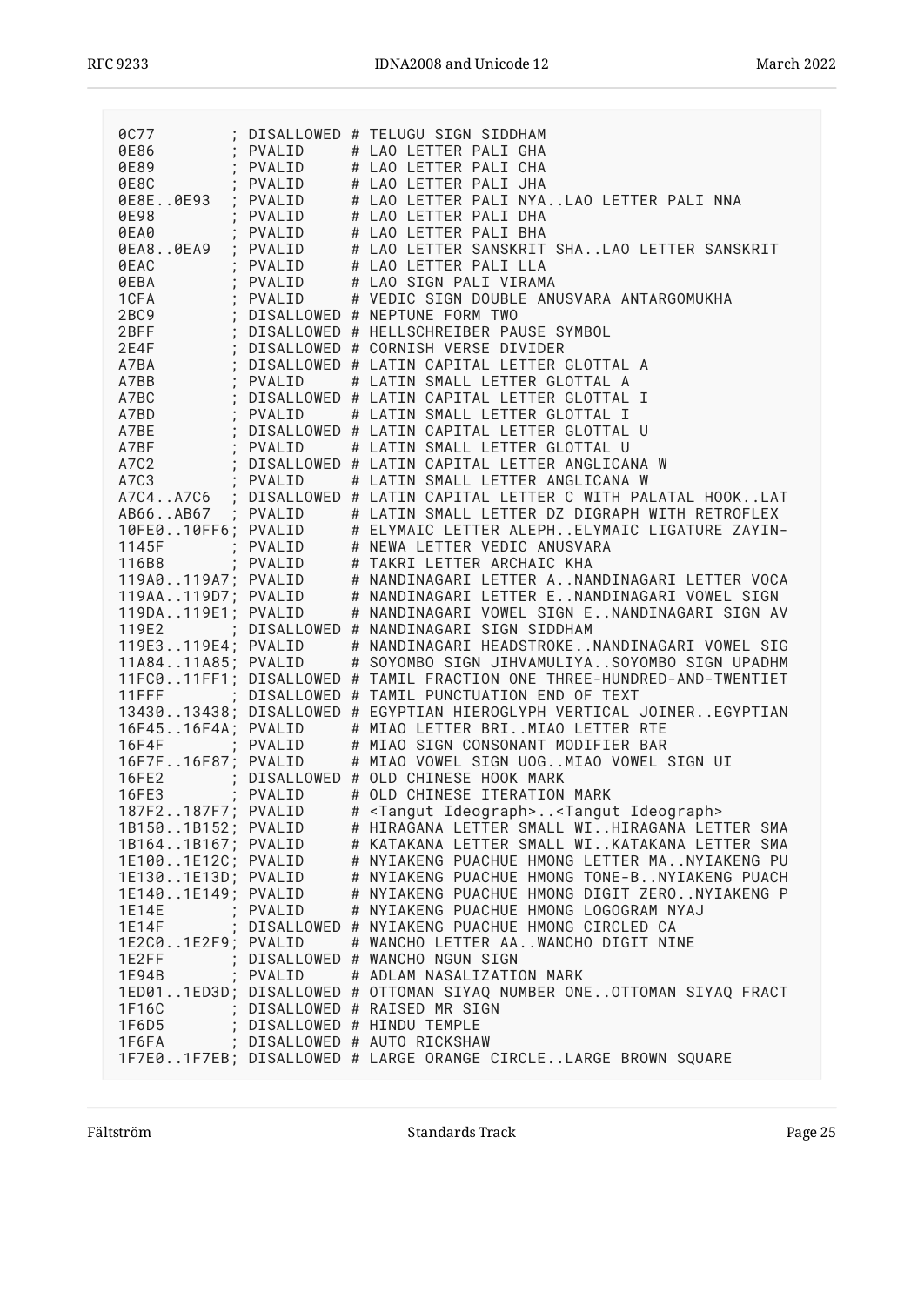```
0C77        ; DISALLOWED # TELUGU SIGN SIDDHAM
0E86        ; PVALID     # LAO LETTER PALI GHA
0E89        ; PVALID     # LAO LETTER PALI CHA
0E8C        ; PVALID     # LAO LETTER PALI JHA
0E8E..0E93  ; PVALID     # LAO LETTER PALI NYA..LAO LETTER PALI NNA
0E98        ; PVALID     # LAO LETTER PALI DHA
0EA0        ; PVALID     # LAO LETTER PALI BHA
0EA8..0EA9  ; PVALID     # LAO LETTER SANSKRIT SHA..LAO LETTER SANSKRIT
0EAC        ; PVALID     # LAO LETTER PALI LLA
0EBA        ; PVALID     # LAO SIGN PALI VIRAMA
1CFA        ; PVALID     # VEDIC SIGN DOUBLE ANUSVARA ANTARGOMUKHA
2BC9        ; DISALLOWED # NEPTUNE FORM TWO
2BFF        ; DISALLOWED # HELLSCHREIBER PAUSE SYMBOL
2E4F        ; DISALLOWED # CORNISH VERSE DIVIDER
A7BA        ; DISALLOWED # LATIN CAPITAL LETTER GLOTTAL A
A7BB        ; PVALID     # LATIN SMALL LETTER GLOTTAL A
A7BC        ; DISALLOWED # LATIN CAPITAL LETTER GLOTTAL I
A7BD        ; PVALID     # LATIN SMALL LETTER GLOTTAL I
A7BE        ; DISALLOWED # LATIN CAPITAL LETTER GLOTTAL U
A7BF        ; PVALID     # LATIN SMALL LETTER GLOTTAL U
A7C2        ; DISALLOWED # LATIN CAPITAL LETTER ANGLICANA W
A7C3        ; PVALID     # LATIN SMALL LETTER ANGLICANA W
A7C4..A7C6  ; DISALLOWED # LATIN CAPITAL LETTER C WITH PALATAL HOOK..LAT
AB66..AB67  ; PVALID     # LATIN SMALL LETTER DZ DIGRAPH WITH RETROFLEX
10FE0..10FF6; PVALID     # ELYMAIC LETTER ALEPH..ELYMAIC LIGATURE ZAYIN-
1145F       ; PVALID     # NEWA LETTER VEDIC ANUSVARA
116B8       ; PVALID     # TAKRI LETTER ARCHAIC KHA
119A0..119A7; PVALID     # NANDINAGARI LETTER A..NANDINAGARI LETTER VOCA
119AA..119D7; PVALID     # NANDINAGARI LETTER E..NANDINAGARI VOWEL SIGN
119DA..119E1; PVALID     # NANDINAGARI VOWEL SIGN E..NANDINAGARI SIGN AV
119E2       ; DISALLOWED # NANDINAGARI SIGN SIDDHAM
119E3..119E4; PVALID     # NANDINAGARI HEADSTROKE..NANDINAGARI VOWEL SIG
11A84..11A85; PVALID     # SOYOMBO SIGN JIHVAMULIYA..SOYOMBO SIGN UPADHM
11FC0..11FF1; DISALLOWED # TAMIL FRACTION ONE THREE-HUNDRED-AND-TWENTIET
11FFF       ; DISALLOWED # TAMIL PUNCTUATION END OF TEXT
13430..13438; DISALLOWED # EGYPTIAN HIEROGLYPH VERTICAL JOINER..EGYPTIAN
16F45..16F4A; PVALID     # MIAO LETTER BRI..MIAO LETTER RTE
16F4F       ; PVALID     # MIAO SIGN CONSONANT MODIFIER BAR
16F7F..16F87; PVALID     # MIAO VOWEL SIGN UOG..MIAO VOWEL SIGN UI
16FE2       ; DISALLOWED # OLD CHINESE HOOK MARK
16FE3       ; PVALID     # OLD CHINESE ITERATION MARK
187F2..187F7; PVALID     # <Tangut Ideograph>..<Tangut Ideograph>
1B150..1B152; PVALID     # HIRAGANA LETTER SMALL WI..HIRAGANA LETTER SMA
1B164..1B167; PVALID     # KATAKANA LETTER SMALL WI..KATAKANA LETTER SMA
1E100..1E12C; PVALID     # NYIAKENG PUACHUE HMONG LETTER MA..NYIAKENG PU
1E130..1E13D; PVALID     # NYIAKENG PUACHUE HMONG TONE-B..NYIAKENG PUACH
1E140..1E149; PVALID     # NYIAKENG PUACHUE HMONG DIGIT ZERO..NYIAKENG P
1E14E       ; PVALID     # NYIAKENG PUACHUE HMONG LOGOGRAM NYAJ
1E14F       ; DISALLOWED # NYIAKENG PUACHUE HMONG CIRCLED CA
1E2C0..1E2F9; PVALID     # WANCHO LETTER AA..WANCHO DIGIT NINE
1E2FF       ; DISALLOWED # WANCHO NGUN SIGN
1E94B       ; PVALID     # ADLAM NASALIZATION MARK
1ED01..1ED3D; DISALLOWED # OTTOMAN SIYAQ NUMBER ONE..OTTOMAN SIYAQ FRACT
1F16C       ; DISALLOWED # RAISED MR SIGN
1F6D5       ; DISALLOWED # HINDU TEMPLE
1F6FA       ; DISALLOWED # AUTO RICKSHAW
1F7E0..1F7EB; DISALLOWED # LARGE ORANGE CIRCLE..LARGE BROWN SQUARE
```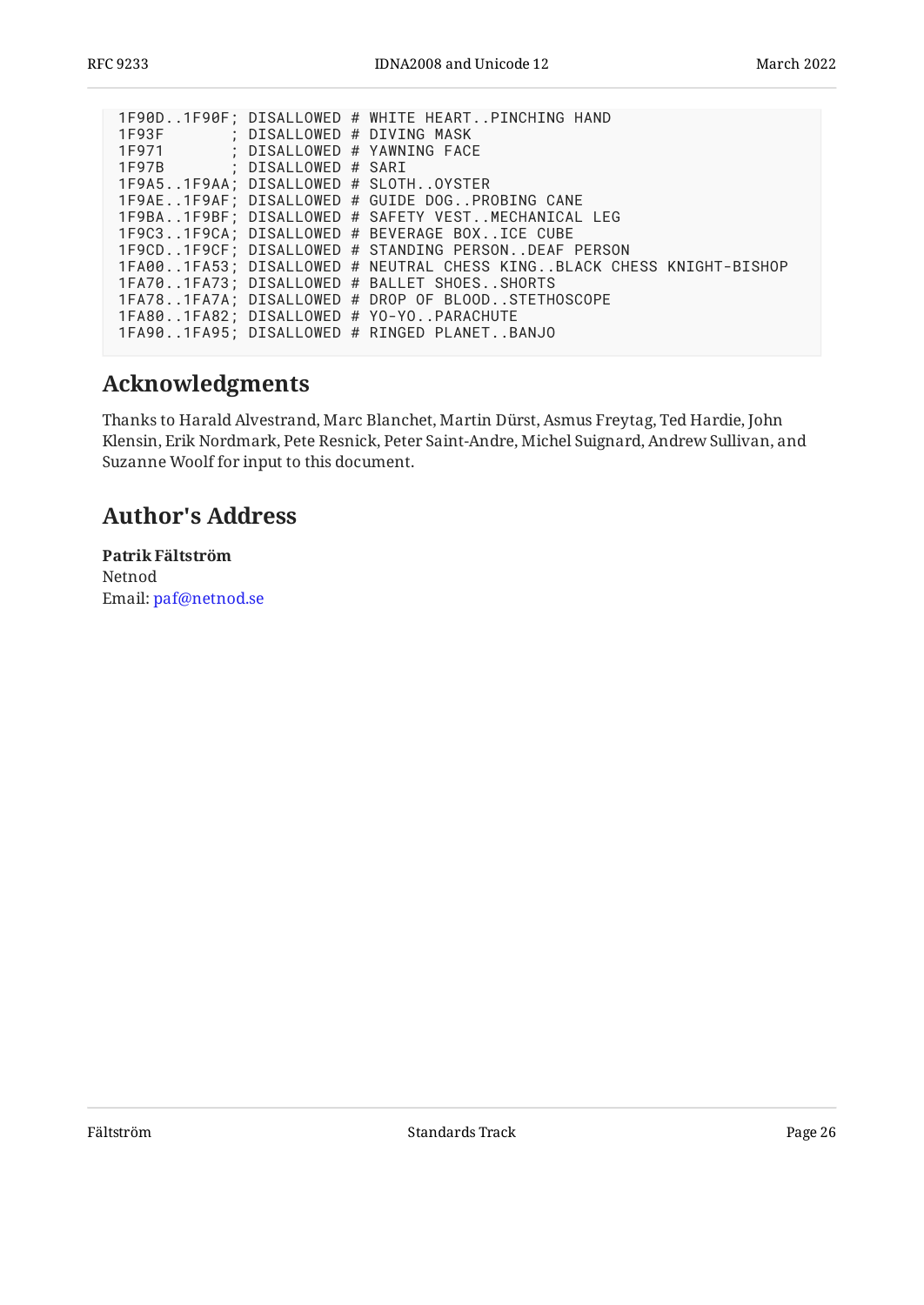```
1F90D..1F90F; DISALLOWED # WHITE HEART..PINCHING HAND
1F93F       ; DISALLOWED # DIVING MASK
1F971       ; DISALLOWED # YAWNING FACE
1F97B       ; DISALLOWED # SARI
1F9A5..1F9AA; DISALLOWED # SLOTH..OYSTER
1F9AE..1F9AF; DISALLOWED # GUIDE DOG..PROBING CANE
1F9BA..1F9BF; DISALLOWED # SAFETY VEST..MECHANICAL LEG
1F9C3..1F9CA; DISALLOWED # BEVERAGE BOX..ICE CUBE
1F9CD..1F9CF; DISALLOWED # STANDING PERSON..DEAF PERSON
1FA00..1FA53; DISALLOWED # NEUTRAL CHESS KING..BLACK CHESS KNIGHT-BISHOP
1FA70..1FA73; DISALLOWED # BALLET SHOES..SHORTS
1FA78..1FA7A; DISALLOWED # DROP OF BLOOD..STETHOSCOPE
1FA80..1FA82; DISALLOWED # YO-YO..PARACHUTE
1FA90..1FA95; DISALLOWED # RINGED PLANET..BANJO
```

## Acknowledgments

Thanks to Harald Alvestrand, Marc Blanchet, Martin Dürst, Asmus Freytag, Ted Hardie, John Klensin, Erik Nordmark, Pete Resnick, Peter Saint-Andre, Michel Suignard, Andrew Sullivan, and Suzanne Woolf for input to this document.

## Author's Address

**Patrik Fältström**
Netnod
Email: paf@netnod.se